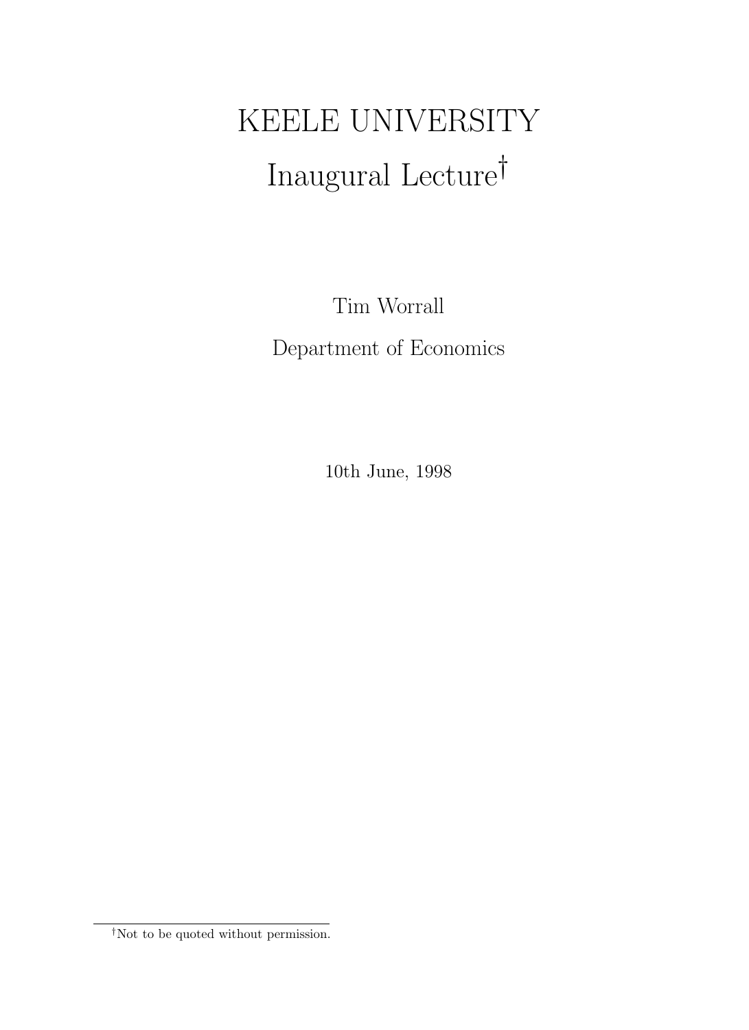# KEELE UNIVERSITY

# Inaugural Lecture[†]

Tim Worrall

Department of Economics

10th June, 1998

[†]Not to be quoted without permission.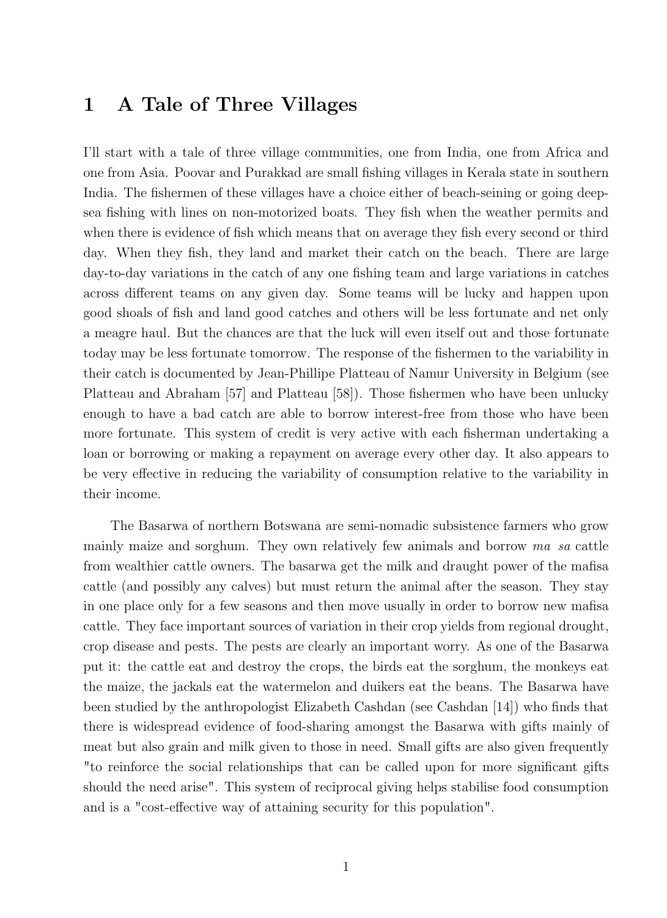# 1 A Tale of Three Villages

I'll start with a tale of three village communities, one from India, one from Africa and one from Asia. Poovar and Purakkad are small fishing villages in Kerala state in southern India. The fishermen of these villages have a choice either of beach-seining or going deep-sea fishing with lines on non-motorized boats. They fish when the weather permits and when there is evidence of fish which means that on average they fish every second or third day. When they fish, they land and market their catch on the beach. There are large day-to-day variations in the catch of any one fishing team and large variations in catches across different teams on any given day. Some teams will be lucky and happen upon good shoals of fish and land good catches and others will be less fortunate and net only a meagre haul. But the chances are that the luck will even itself out and those fortunate today may be less fortunate tomorrow. The response of the fishermen to the variability in their catch is documented by Jean-Phillipe Platteau of Namur University in Belgium (see Platteau and Abraham [57] and Platteau [58]). Those fishermen who have been unlucky enough to have a bad catch are able to borrow interest-free from those who have been more fortunate. This system of credit is very active with each fisherman undertaking a loan or borrowing or making a repayment on average every other day. It also appears to be very effective in reducing the variability of consumption relative to the variability in their income.

The Basarwa of northern Botswana are semi-nomadic subsistence farmers who grow mainly maize and sorghum. They own relatively few animals and borrow *ma sa* cattle from wealthier cattle owners. The basarwa get the milk and draught power of the mafisa cattle (and possibly any calves) but must return the animal after the season. They stay in one place only for a few seasons and then move usually in order to borrow new mafisa cattle. They face important sources of variation in their crop yields from regional drought, crop disease and pests. The pests are clearly an important worry. As one of the Basarwa put it: the cattle eat and destroy the crops, the birds eat the sorghum, the monkeys eat the maize, the jackals eat the watermelon and duikers eat the beans. The Basarwa have been studied by the anthropologist Elizabeth Cashdan (see Cashdan [14]) who finds that there is widespread evidence of food-sharing amongst the Basarwa with gifts mainly of meat but also grain and milk given to those in need. Small gifts are also given frequently "to reinforce the social relationships that can be called upon for more significant gifts should the need arise". This system of reciprocal giving helps stabilise food consumption and is a "cost-effective way of attaining security for this population".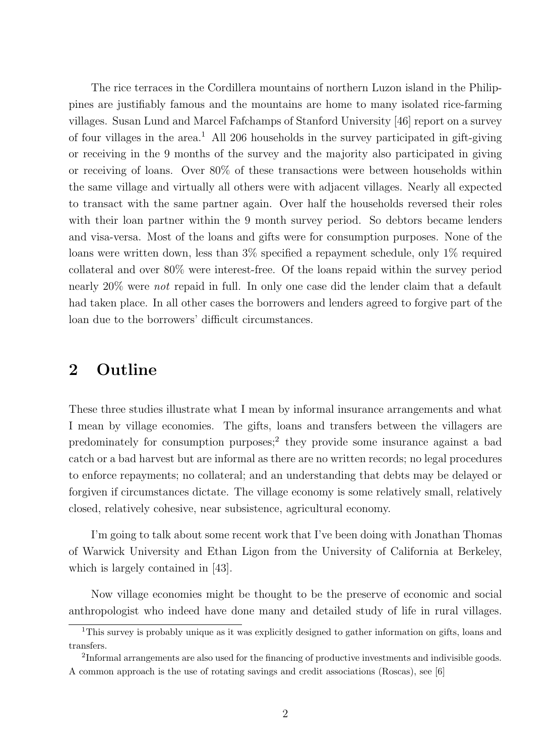The rice terraces in the Cordillera mountains of northern Luzon island in the Philippines are justifiably famous and the mountains are home to many isolated rice-farming villages. Susan Lund and Marcel Fafchamps of Stanford University [46] report on a survey of four villages in the area.[1] All 206 households in the survey participated in gift-giving or receiving in the 9 months of the survey and the majority also participated in giving or receiving of loans. Over 80% of these transactions were between households within the same village and virtually all others were with adjacent villages. Nearly all expected to transact with the same partner again. Over half the households reversed their roles with their loan partner within the 9 month survey period. So debtors became lenders and visa-versa. Most of the loans and gifts were for consumption purposes. None of the loans were written down, less than 3% specified a repayment schedule, only 1% required collateral and over 80% were interest-free. Of the loans repaid within the survey period nearly 20% were *not* repaid in full. In only one case did the lender claim that a default had taken place. In all other cases the borrowers and lenders agreed to forgive part of the loan due to the borrowers' difficult circumstances.

## 2 Outline

These three studies illustrate what I mean by informal insurance arrangements and what I mean by village economies. The gifts, loans and transfers between the villagers are predominately for consumption purposes;[2] they provide some insurance against a bad catch or a bad harvest but are informal as there are no written records; no legal procedures to enforce repayments; no collateral; and an understanding that debts may be delayed or forgiven if circumstances dictate. The village economy is some relatively small, relatively closed, relatively cohesive, near subsistence, agricultural economy.

I'm going to talk about some recent work that I've been doing with Jonathan Thomas of Warwick University and Ethan Ligon from the University of California at Berkeley, which is largely contained in [43].

Now village economies might be thought to be the preserve of economic and social anthropologist who indeed have done many and detailed study of life in rural villages.

[1] This survey is probably unique as it was explicitly designed to gather information on gifts, loans and transfers.

[2] Informal arrangements are also used for the financing of productive investments and indivisible goods. A common approach is the use of rotating savings and credit associations (Roscas), see [6]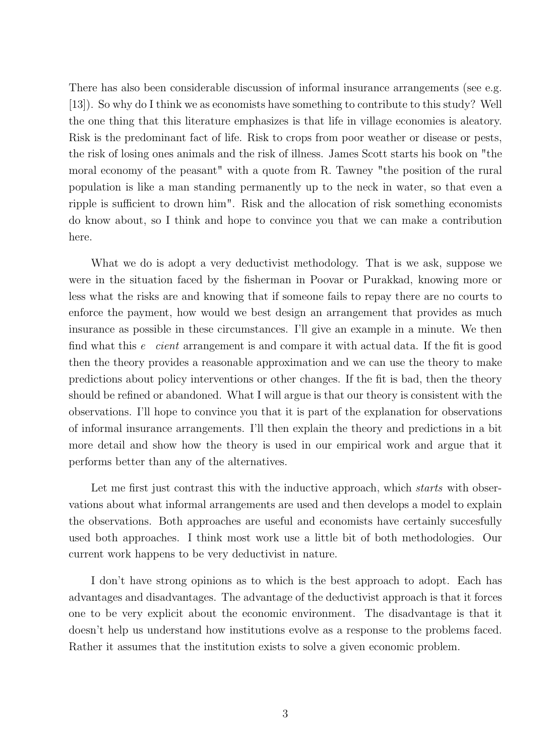There has also been considerable discussion of informal insurance arrangements (see e.g. [13]). So why do I think we as economists have something to contribute to this study? Well the one thing that this literature emphasizes is that life in village economies is aleatory. Risk is the predominant fact of life. Risk to crops from poor weather or disease or pests, the risk of losing ones animals and the risk of illness. James Scott starts his book on "the moral economy of the peasant" with a quote from R. Tawney "the position of the rural population is like a man standing permanently up to the neck in water, so that even a ripple is sufficient to drown him". Risk and the allocation of risk something economists do know about, so I think and hope to convince you that we can make a contribution here.

What we do is adopt a very deductivist methodology. That is we ask, suppose we were in the situation faced by the fisherman in Poovar or Purakkad, knowing more or less what the risks are and knowing that if someone fails to repay there are no courts to enforce the payment, how would we best design an arrangement that provides as much insurance as possible in these circumstances. I'll give an example in a minute. We then find what this *efficient* arrangement is and compare it with actual data. If the fit is good then the theory provides a reasonable approximation and we can use the theory to make predictions about policy interventions or other changes. If the fit is bad, then the theory should be refined or abandoned. What I will argue is that our theory is consistent with the observations. I'll hope to convince you that it is part of the explanation for observations of informal insurance arrangements. I'll then explain the theory and predictions in a bit more detail and show how the theory is used in our empirical work and argue that it performs better than any of the alternatives.

Let me first just contrast this with the inductive approach, which *starts* with observations about what informal arrangements are used and then develops a model to explain the observations. Both approaches are useful and economists have certainly succesfully used both approaches. I think most work use a little bit of both methodologies. Our current work happens to be very deductivist in nature.

I don't have strong opinions as to which is the best approach to adopt. Each has advantages and disadvantages. The advantage of the deductivist approach is that it forces one to be very explicit about the economic environment. The disadvantage is that it doesn't help us understand how institutions evolve as a response to the problems faced. Rather it assumes that the institution exists to solve a given economic problem.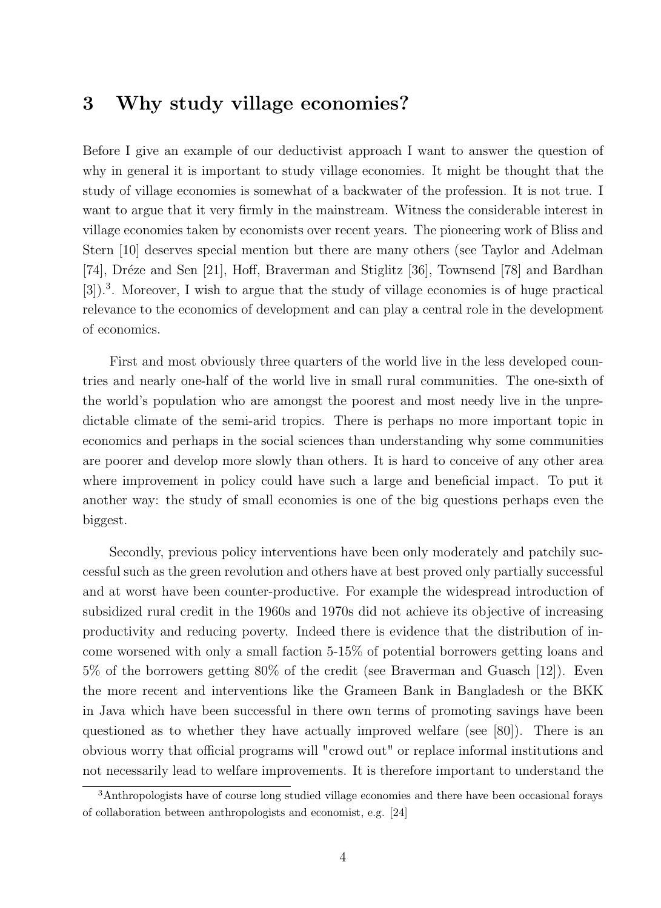## 3 Why study village economies?

Before I give an example of our deductivist approach I want to answer the question of why in general it is important to study village economies. It might be thought that the study of village economies is somewhat of a backwater of the profession. It is not true. I want to argue that it very firmly in the mainstream. Witness the considerable interest in village economies taken by economists over recent years. The pioneering work of Bliss and Stern [10] deserves special mention but there are many others (see Taylor and Adelman [74], Dréze and Sen [21], Hoff, Braverman and Stiglitz [36], Townsend [78] and Bardhan [3]).[3]. Moreover, I wish to argue that the study of village economies is of huge practical relevance to the economics of development and can play a central role in the development of economics.

First and most obviously three quarters of the world live in the less developed countries and nearly one-half of the world live in small rural communities. The one-sixth of the world's population who are amongst the poorest and most needy live in the unpredictable climate of the semi-arid tropics. There is perhaps no more important topic in economics and perhaps in the social sciences than understanding why some communities are poorer and develop more slowly than others. It is hard to conceive of any other area where improvement in policy could have such a large and beneficial impact. To put it another way: the study of small economies is one of the big questions perhaps even the biggest.

Secondly, previous policy interventions have been only moderately and patchily successful such as the green revolution and others have at best proved only partially successful and at worst have been counter-productive. For example the widespread introduction of subsidized rural credit in the 1960s and 1970s did not achieve its objective of increasing productivity and reducing poverty. Indeed there is evidence that the distribution of income worsened with only a small faction 5-15% of potential borrowers getting loans and 5% of the borrowers getting 80% of the credit (see Braverman and Guasch [12]). Even the more recent and interventions like the Grameen Bank in Bangladesh or the BKK in Java which have been successful in there own terms of promoting savings have been questioned as to whether they have actually improved welfare (see [80]). There is an obvious worry that official programs will "crowd out" or replace informal institutions and not necessarily lead to welfare improvements. It is therefore important to understand the

[3] Anthropologists have of course long studied village economies and there have been occasional forays of collaboration between anthropologists and economist, e.g. [24]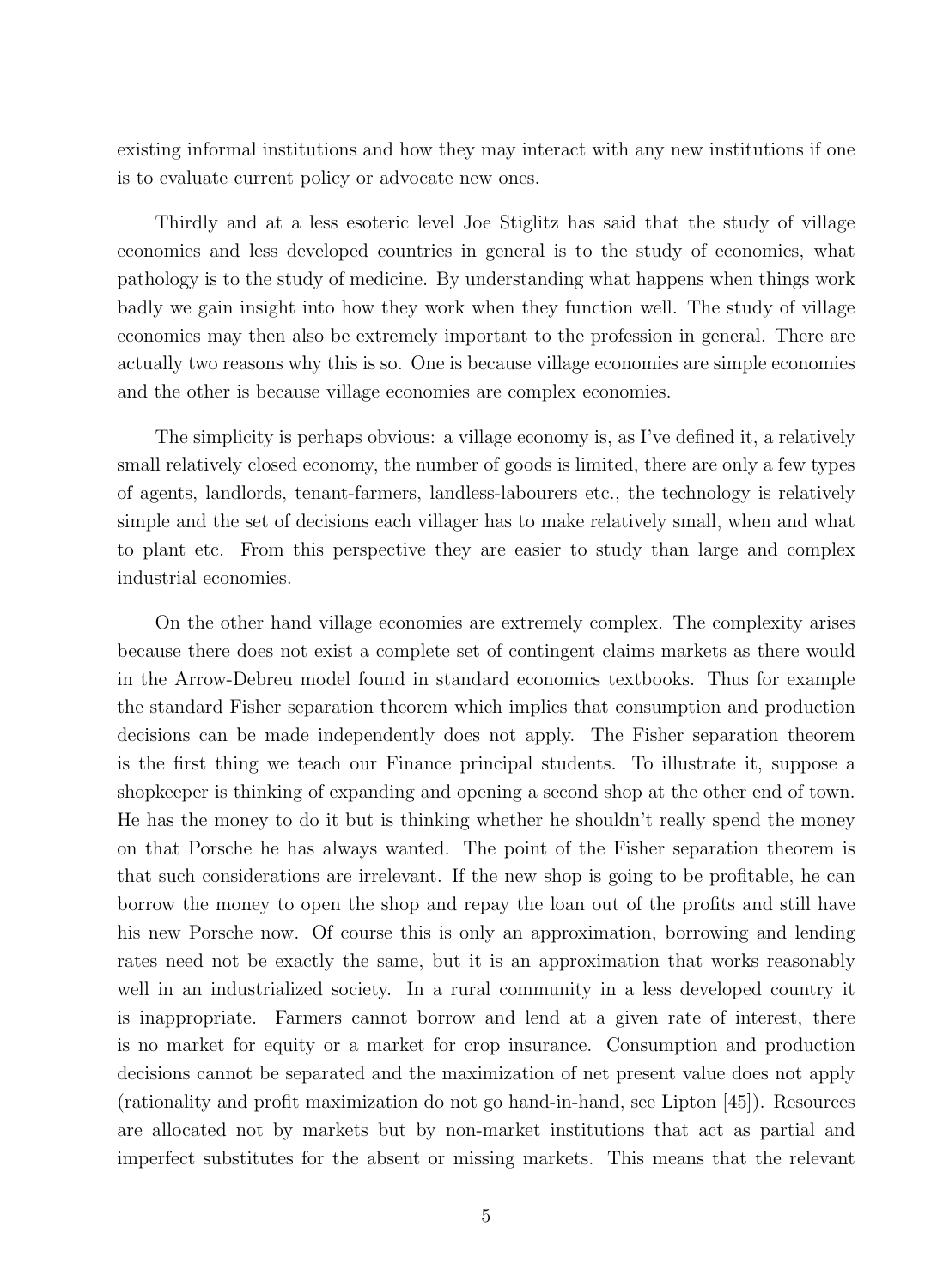existing informal institutions and how they may interact with any new institutions if one is to evaluate current policy or advocate new ones.

Thirdly and at a less esoteric level Joe Stiglitz has said that the study of village economies and less developed countries in general is to the study of economics, what pathology is to the study of medicine. By understanding what happens when things work badly we gain insight into how they work when they function well. The study of village economies may then also be extremely important to the profession in general. There are actually two reasons why this is so. One is because village economies are simple economies and the other is because village economies are complex economies.

The simplicity is perhaps obvious: a village economy is, as I've defined it, a relatively small relatively closed economy, the number of goods is limited, there are only a few types of agents, landlords, tenant-farmers, landless-labourers etc., the technology is relatively simple and the set of decisions each villager has to make relatively small, when and what to plant etc. From this perspective they are easier to study than large and complex industrial economies.

On the other hand village economies are extremely complex. The complexity arises because there does not exist a complete set of contingent claims markets as there would in the Arrow-Debreu model found in standard economics textbooks. Thus for example the standard Fisher separation theorem which implies that consumption and production decisions can be made independently does not apply. The Fisher separation theorem is the first thing we teach our Finance principal students. To illustrate it, suppose a shopkeeper is thinking of expanding and opening a second shop at the other end of town. He has the money to do it but is thinking whether he shouldn't really spend the money on that Porsche he has always wanted. The point of the Fisher separation theorem is that such considerations are irrelevant. If the new shop is going to be profitable, he can borrow the money to open the shop and repay the loan out of the profits and still have his new Porsche now. Of course this is only an approximation, borrowing and lending rates need not be exactly the same, but it is an approximation that works reasonably well in an industrialized society. In a rural community in a less developed country it is inappropriate. Farmers cannot borrow and lend at a given rate of interest, there is no market for equity or a market for crop insurance. Consumption and production decisions cannot be separated and the maximization of net present value does not apply (rationality and profit maximization do not go hand-in-hand, see Lipton [45]). Resources are allocated not by markets but by non-market institutions that act as partial and imperfect substitutes for the absent or missing markets. This means that the relevant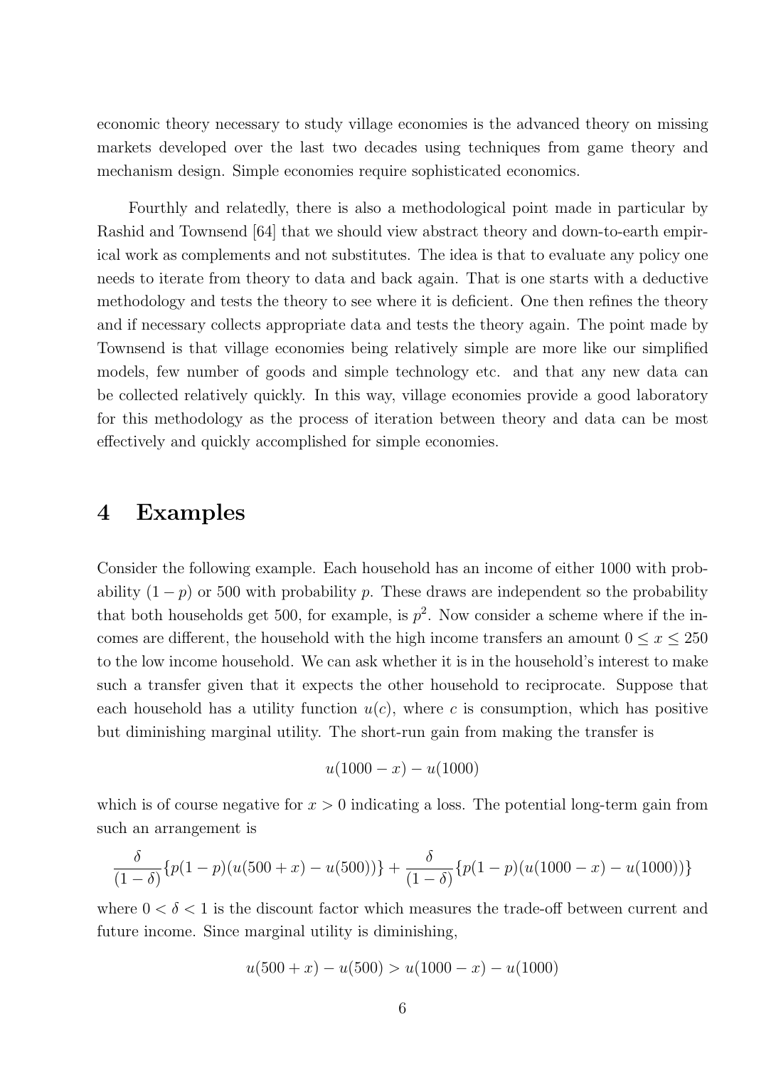economic theory necessary to study village economies is the advanced theory on missing markets developed over the last two decades using techniques from game theory and mechanism design. Simple economies require sophisticated economics.

Fourthly and relatedly, there is also a methodological point made in particular by Rashid and Townsend [64] that we should view abstract theory and down-to-earth empirical work as complements and not substitutes. The idea is that to evaluate any policy one needs to iterate from theory to data and back again. That is one starts with a deductive methodology and tests the theory to see where it is deficient. One then refines the theory and if necessary collects appropriate data and tests the theory again. The point made by Townsend is that village economies being relatively simple are more like our simplified models, few number of goods and simple technology etc. and that any new data can be collected relatively quickly. In this way, village economies provide a good laboratory for this methodology as the process of iteration between theory and data can be most effectively and quickly accomplished for simple economies.

# 4 Examples

Consider the following example. Each household has an income of either 1000 with probability $(1-p)$ or 500 with probability $p$. These draws are independent so the probability that both households get 500, for example, is $p^2$. Now consider a scheme where if the incomes are different, the household with the high income transfers an amount $0 \leq x \leq 250$ to the low income household. We can ask whether it is in the household's interest to make such a transfer given that it expects the other household to reciprocate. Suppose that each household has a utility function $u(c)$, where $c$ is consumption, which has positive but diminishing marginal utility. The short-run gain from making the transfer is

$$u(1000-x) - u(1000)$$

which is of course negative for $x > 0$ indicating a loss. The potential long-term gain from such an arrangement is

$$\frac{\delta}{(1-\delta)}\{p(1-p)(u(500+x) - u(500))\} + \frac{\delta}{(1-\delta)}\{p(1-p)(u(1000-x) - u(1000))\}$$

where $0 < \delta < 1$ is the discount factor which measures the trade-off between current and future income. Since marginal utility is diminishing,

$$u(500+x) - u(500) > u(1000-x) - u(1000)$$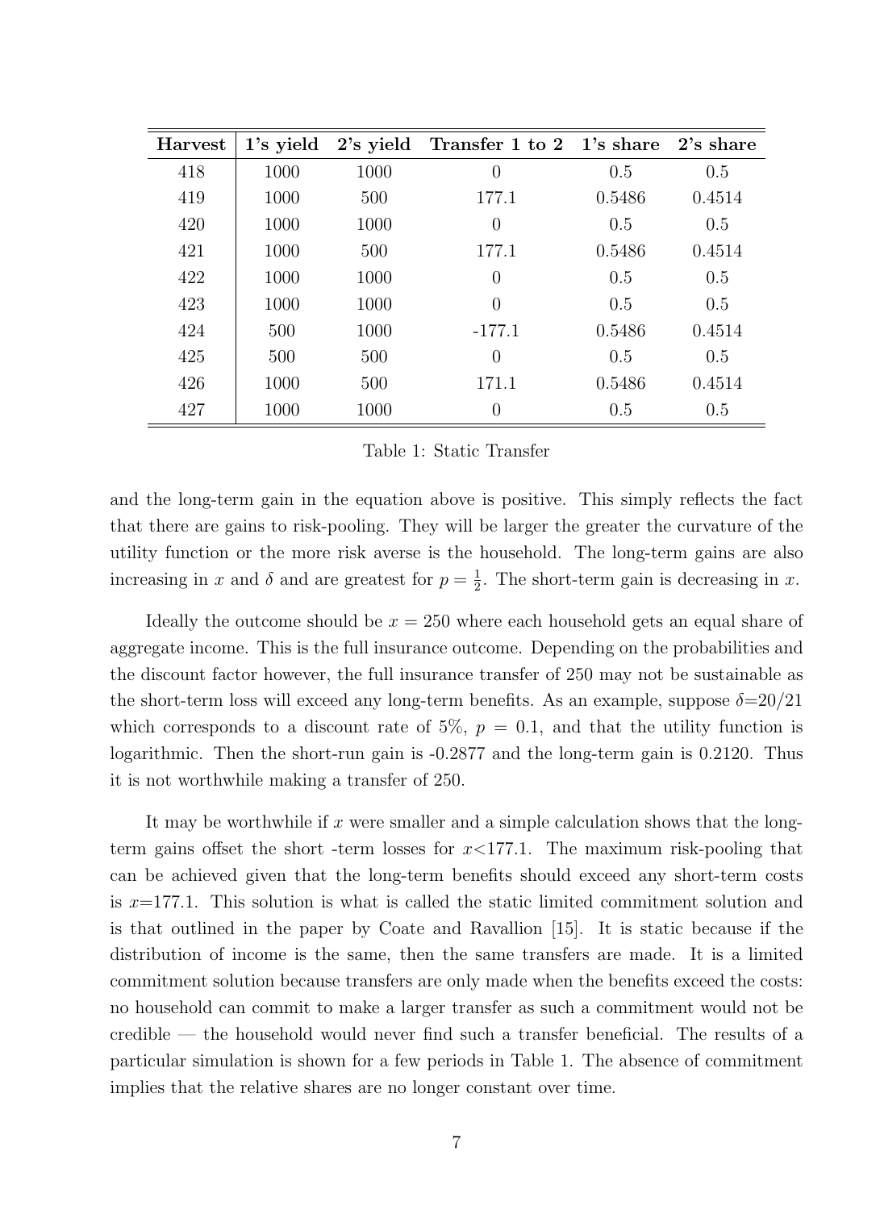| Harvest | 1's yield | 2's yield | Transfer 1 to 2 | 1's share | 2's share |
|---|---|---|---|---|---|
| 418 | 1000 | 1000 | 0 | 0.5 | 0.5 |
| 419 | 1000 | 500 | 177.1 | 0.5486 | 0.4514 |
| 420 | 1000 | 1000 | 0 | 0.5 | 0.5 |
| 421 | 1000 | 500 | 177.1 | 0.5486 | 0.4514 |
| 422 | 1000 | 1000 | 0 | 0.5 | 0.5 |
| 423 | 1000 | 1000 | 0 | 0.5 | 0.5 |
| 424 | 500 | 1000 | -177.1 | 0.5486 | 0.4514 |
| 425 | 500 | 500 | 0 | 0.5 | 0.5 |
| 426 | 1000 | 500 | 171.1 | 0.5486 | 0.4514 |
| 427 | 1000 | 1000 | 0 | 0.5 | 0.5 |

Table 1: Static Transfer

and the long-term gain in the equation above is positive. This simply reflects the fact that there are gains to risk-pooling. They will be larger the greater the curvature of the utility function or the more risk averse is the household. The long-term gains are also increasing in $x$ and $\delta$ and are greatest for $p = \frac{1}{2}$. The short-term gain is decreasing in $x$.

Ideally the outcome should be $x = 250$ where each household gets an equal share of aggregate income. This is the full insurance outcome. Depending on the probabilities and the discount factor however, the full insurance transfer of 250 may not be sustainable as the short-term loss will exceed any long-term benefits. As an example, suppose $\delta$=20/21 which corresponds to a discount rate of 5%, $p = 0.1$, and that the utility function is logarithmic. Then the short-run gain is -0.2877 and the long-term gain is 0.2120. Thus it is not worthwhile making a transfer of 250.

It may be worthwhile if $x$ were smaller and a simple calculation shows that the long-term gains offset the short -term losses for $x$<177.1. The maximum risk-pooling that can be achieved given that the long-term benefits should exceed any short-term costs is $x$=177.1. This solution is what is called the static limited commitment solution and is that outlined in the paper by Coate and Ravallion [15]. It is static because if the distribution of income is the same, then the same transfers are made. It is a limited commitment solution because transfers are only made when the benefits exceed the costs: no household can commit to make a larger transfer as such a commitment would not be credible — the household would never find such a transfer beneficial. The results of a particular simulation is shown for a few periods in Table 1. The absence of commitment implies that the relative shares are no longer constant over time.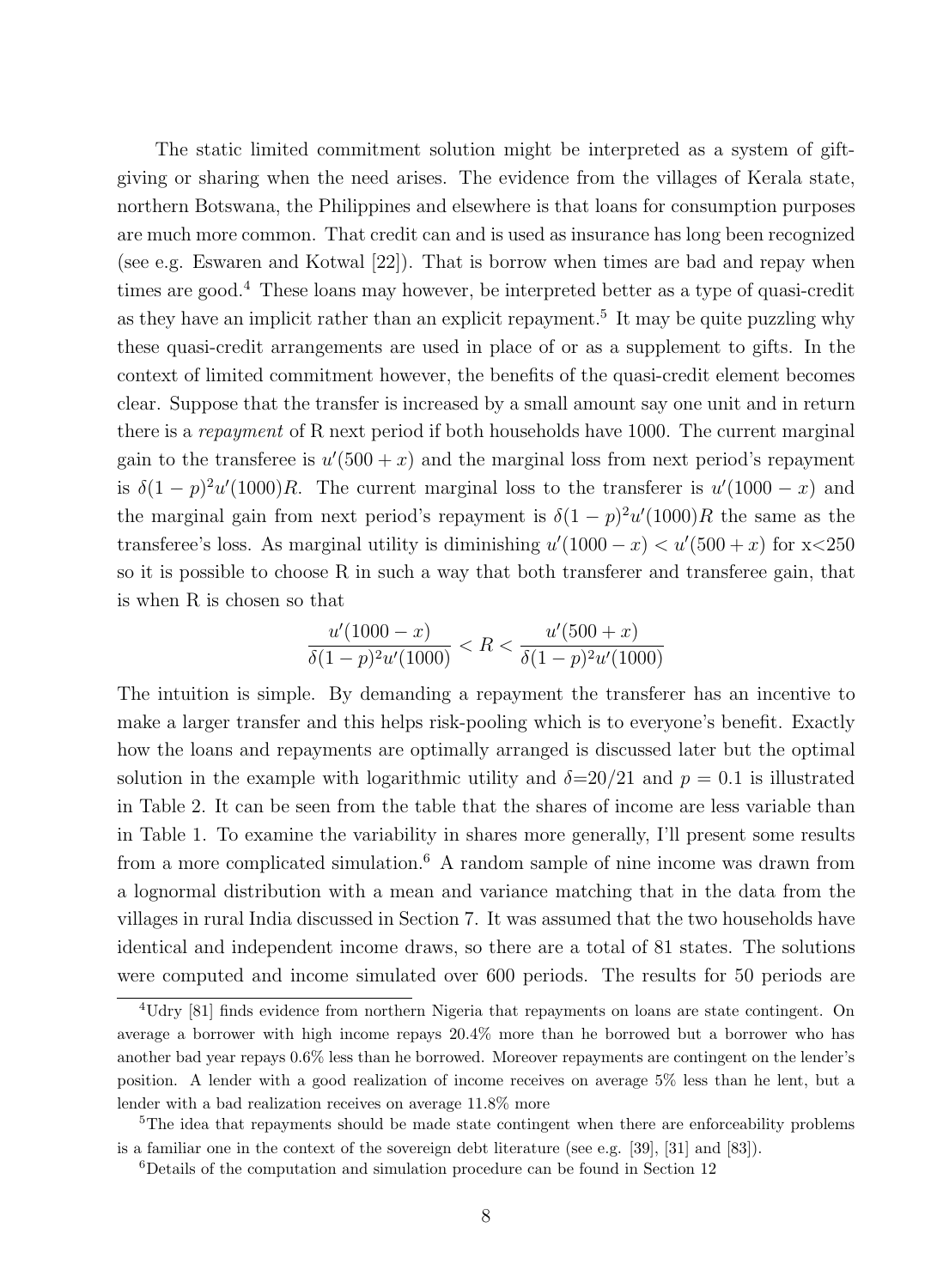The static limited commitment solution might be interpreted as a system of gift-giving or sharing when the need arises. The evidence from the villages of Kerala state, northern Botswana, the Philippines and elsewhere is that loans for consumption purposes are much more common. That credit can and is used as insurance has long been recognized (see e.g. Eswaren and Kotwal [22]). That is borrow when times are bad and repay when times are good.[4] These loans may however, be interpreted better as a type of quasi-credit as they have an implicit rather than an explicit repayment.[5] It may be quite puzzling why these quasi-credit arrangements are used in place of or as a supplement to gifts. In the context of limited commitment however, the benefits of the quasi-credit element becomes clear. Suppose that the transfer is increased by a small amount say one unit and in return there is a *repayment* of R next period if both households have 1000. The current marginal gain to the transferee is $u'(500 + x)$ and the marginal loss from next period's repayment is $\delta(1-p)^2 u'(1000)R$. The current marginal loss to the transferer is $u'(1000 - x)$ and the marginal gain from next period's repayment is $\delta(1-p)^2 u'(1000)R$ the same as the transferee's loss. As marginal utility is diminishing $u'(1000 - x) < u'(500 + x)$ for $x<250$ so it is possible to choose R in such a way that both transferer and transferee gain, that is when R is chosen so that

$$\frac{u'(1000-x)}{\delta(1-p)^2 u'(1000)} < R < \frac{u'(500+x)}{\delta(1-p)^2 u'(1000)}$$

The intuition is simple. By demanding a repayment the transferer has an incentive to make a larger transfer and this helps risk-pooling which is to everyone's benefit. Exactly how the loans and repayments are optimally arranged is discussed later but the optimal solution in the example with logarithmic utility and $\delta$=20/21 and $p = 0.1$ is illustrated in Table 2. It can be seen from the table that the shares of income are less variable than in Table 1. To examine the variability in shares more generally, I'll present some results from a more complicated simulation.[6] A random sample of nine income was drawn from a lognormal distribution with a mean and variance matching that in the data from the villages in rural India discussed in Section 7. It was assumed that the two households have identical and independent income draws, so there are a total of 81 states. The solutions were computed and income simulated over 600 periods. The results for 50 periods are

[4] Udry [81] finds evidence from northern Nigeria that repayments on loans are state contingent. On average a borrower with high income repays 20.4% more than he borrowed but a borrower who has another bad year repays 0.6% less than he borrowed. Moreover repayments are contingent on the lender's position. A lender with a good realization of income receives on average 5% less than he lent, but a lender with a bad realization receives on average 11.8% more

[5] The idea that repayments should be made state contingent when there are enforceability problems is a familiar one in the context of the sovereign debt literature (see e.g. [39], [31] and [83]).

[6] Details of the computation and simulation procedure can be found in Section 12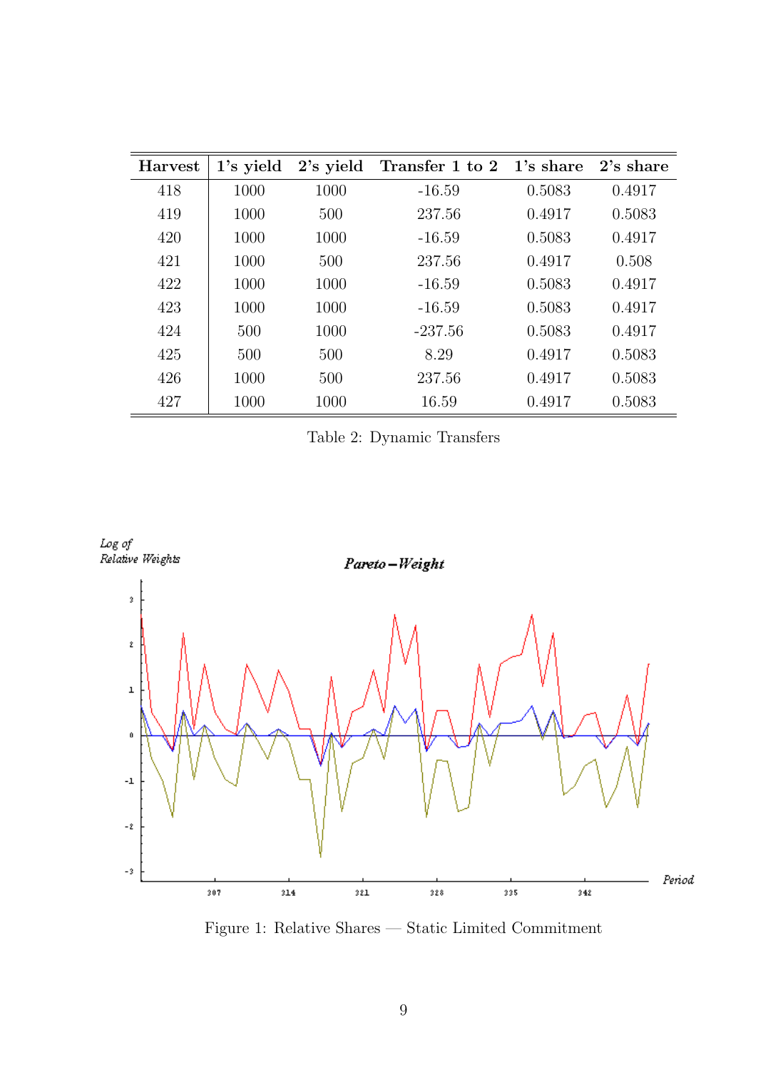| Harvest | 1's yield | 2's yield | Transfer 1 to 2 | 1's share | 2's share |
|---|---|---|---|---|---|
| 418 | 1000 | 1000 | -16.59 | 0.5083 | 0.4917 |
| 419 | 1000 | 500 | 237.56 | 0.4917 | 0.5083 |
| 420 | 1000 | 1000 | -16.59 | 0.5083 | 0.4917 |
| 421 | 1000 | 500 | 237.56 | 0.4917 | 0.508 |
| 422 | 1000 | 1000 | -16.59 | 0.5083 | 0.4917 |
| 423 | 1000 | 1000 | -16.59 | 0.5083 | 0.4917 |
| 424 | 500 | 1000 | -237.56 | 0.5083 | 0.4917 |
| 425 | 500 | 500 | 8.29 | 0.4917 | 0.5083 |
| 426 | 1000 | 500 | 237.56 | 0.4917 | 0.5083 |
| 427 | 1000 | 1000 | 16.59 | 0.4917 | 0.5083 |

Table 2: Dynamic Transfers

Figure 1: Relative Shares — Static Limited Commitment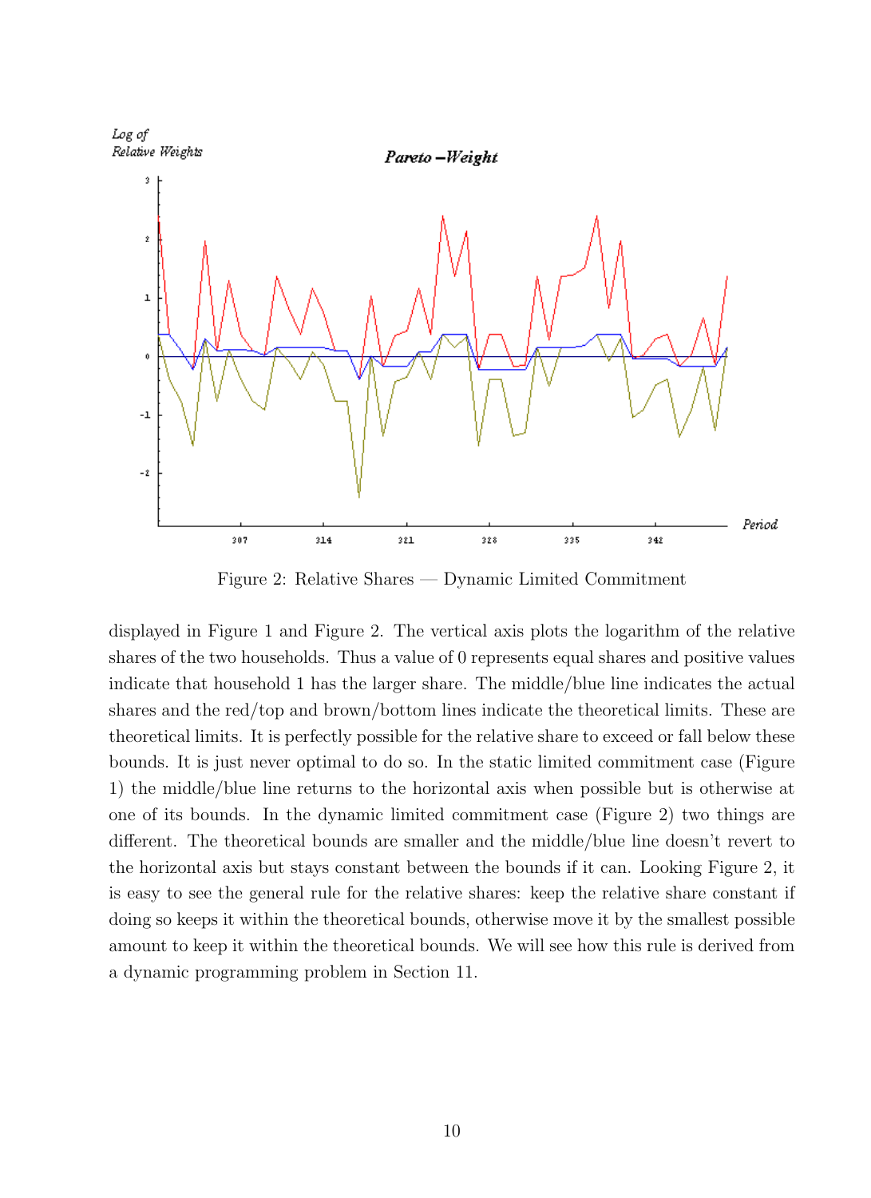Figure 2: Relative Shares — Dynamic Limited Commitment

displayed in Figure 1 and Figure 2. The vertical axis plots the logarithm of the relative shares of the two households. Thus a value of 0 represents equal shares and positive values indicate that household 1 has the larger share. The middle/blue line indicates the actual shares and the red/top and brown/bottom lines indicate the theoretical limits. These are theoretical limits. It is perfectly possible for the relative share to exceed or fall below these bounds. It is just never optimal to do so. In the static limited commitment case (Figure 1) the middle/blue line returns to the horizontal axis when possible but is otherwise at one of its bounds. In the dynamic limited commitment case (Figure 2) two things are different. The theoretical bounds are smaller and the middle/blue line doesn't revert to the horizontal axis but stays constant between the bounds if it can. Looking Figure 2, it is easy to see the general rule for the relative shares: keep the relative share constant if doing so keeps it within the theoretical bounds, otherwise move it by the smallest possible amount to keep it within the theoretical bounds. We will see how this rule is derived from a dynamic programming problem in Section 11.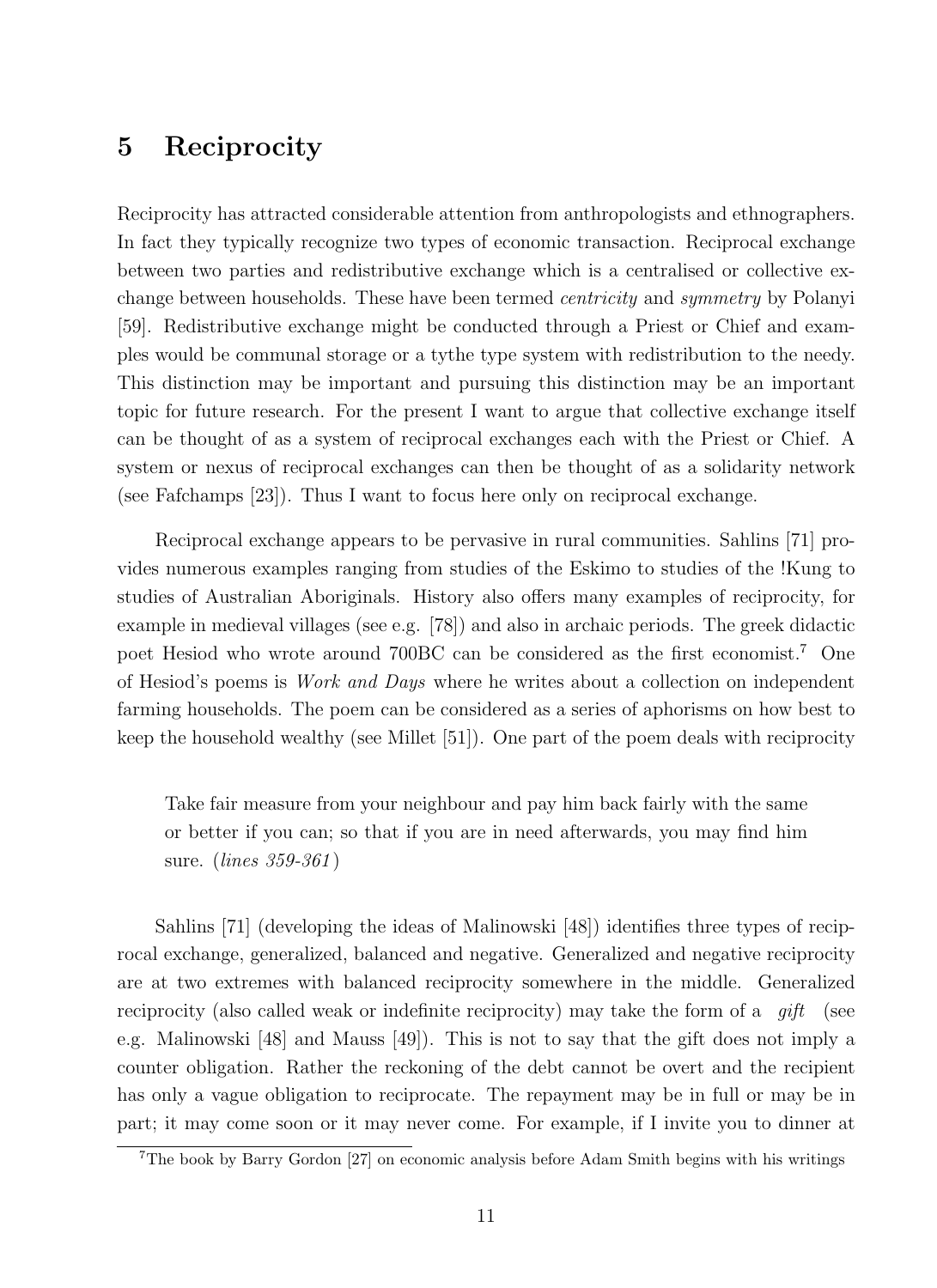## 5 Reciprocity

Reciprocity has attracted considerable attention from anthropologists and ethnographers. In fact they typically recognize two types of economic transaction. Reciprocal exchange between two parties and redistributive exchange which is a centralised or collective exchange between households. These have been termed *centricity* and *symmetry* by Polanyi [59]. Redistributive exchange might be conducted through a Priest or Chief and examples would be communal storage or a tythe type system with redistribution to the needy. This distinction may be important and pursuing this distinction may be an important topic for future research. For the present I want to argue that collective exchange itself can be thought of as a system of reciprocal exchanges each with the Priest or Chief. A system or nexus of reciprocal exchanges can then be thought of as a solidarity network (see Fafchamps [23]). Thus I want to focus here only on reciprocal exchange.

Reciprocal exchange appears to be pervasive in rural communities. Sahlins [71] provides numerous examples ranging from studies of the Eskimo to studies of the !Kung to studies of Australian Aboriginals. History also offers many examples of reciprocity, for example in medieval villages (see e.g. [78]) and also in archaic periods. The greek didactic poet Hesiod who wrote around 700BC can be considered as the first economist.[7] One of Hesiod's poems is *Work and Days* where he writes about a collection on independent farming households. The poem can be considered as a series of aphorisms on how best to keep the household wealthy (see Millet [51]). One part of the poem deals with reciprocity

> Take fair measure from your neighbour and pay him back fairly with the same or better if you can; so that if you are in need afterwards, you may find him sure. (*lines 359-361*)

Sahlins [71] (developing the ideas of Malinowski [48]) identifies three types of reciprocal exchange, generalized, balanced and negative. Generalized and negative reciprocity are at two extremes with balanced reciprocity somewhere in the middle. Generalized reciprocity (also called weak or indefinite reciprocity) may take the form of a *gift* (see e.g. Malinowski [48] and Mauss [49]). This is not to say that the gift does not imply a counter obligation. Rather the reckoning of the debt cannot be overt and the recipient has only a vague obligation to reciprocate. The repayment may be in full or may be in part; it may come soon or it may never come. For example, if I invite you to dinner at

[7] The book by Barry Gordon [27] on economic analysis before Adam Smith begins with his writings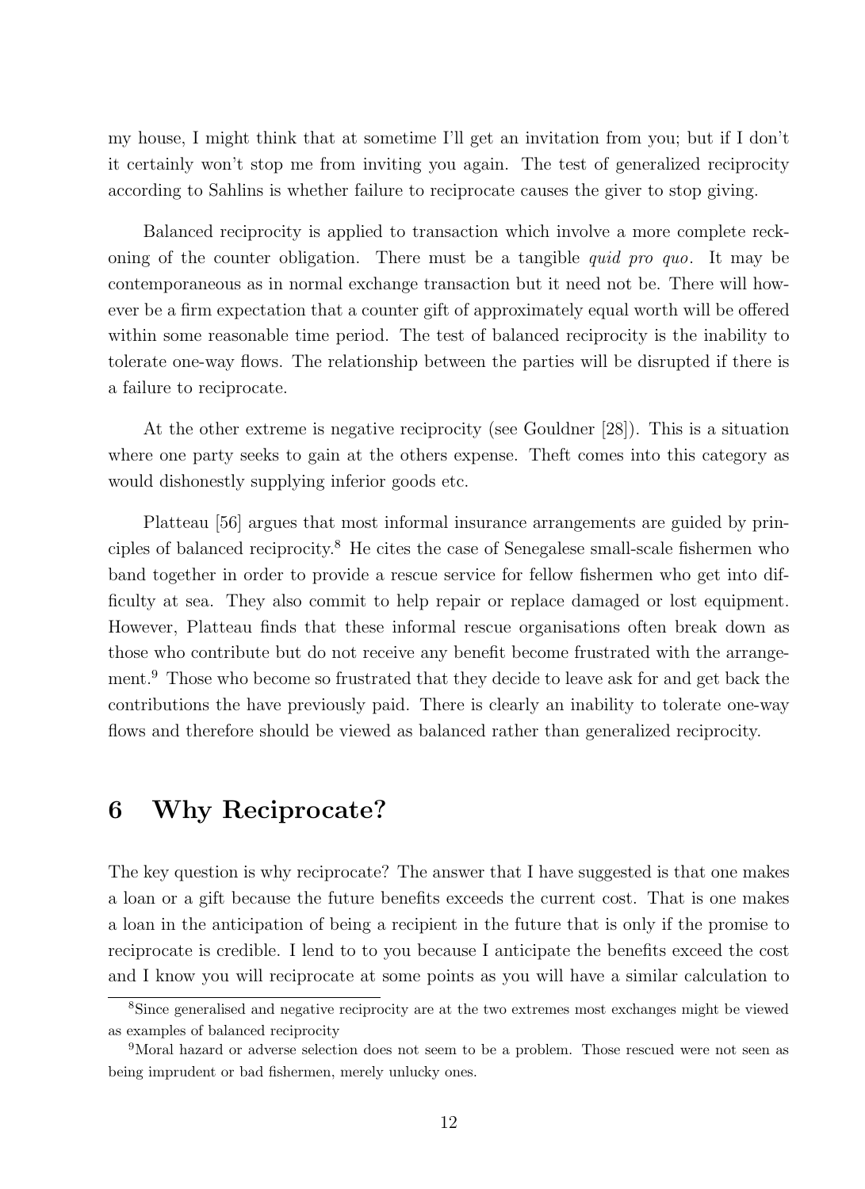my house, I might think that at sometime I'll get an invitation from you; but if I don't it certainly won't stop me from inviting you again. The test of generalized reciprocity according to Sahlins is whether failure to reciprocate causes the giver to stop giving.

Balanced reciprocity is applied to transaction which involve a more complete reckoning of the counter obligation. There must be a tangible *quid pro quo*. It may be contemporaneous as in normal exchange transaction but it need not be. There will however be a firm expectation that a counter gift of approximately equal worth will be offered within some reasonable time period. The test of balanced reciprocity is the inability to tolerate one-way flows. The relationship between the parties will be disrupted if there is a failure to reciprocate.

At the other extreme is negative reciprocity (see Gouldner [28]). This is a situation where one party seeks to gain at the others expense. Theft comes into this category as would dishonestly supplying inferior goods etc.

Platteau [56] argues that most informal insurance arrangements are guided by principles of balanced reciprocity.[8] He cites the case of Senegalese small-scale fishermen who band together in order to provide a rescue service for fellow fishermen who get into difficulty at sea. They also commit to help repair or replace damaged or lost equipment. However, Platteau finds that these informal rescue organisations often break down as those who contribute but do not receive any benefit become frustrated with the arrangement.[9] Those who become so frustrated that they decide to leave ask for and get back the contributions the have previously paid. There is clearly an inability to tolerate one-way flows and therefore should be viewed as balanced rather than generalized reciprocity.

# 6 Why Reciprocate?

The key question is why reciprocate? The answer that I have suggested is that one makes a loan or a gift because the future benefits exceeds the current cost. That is one makes a loan in the anticipation of being a recipient in the future that is only if the promise to reciprocate is credible. I lend to to you because I anticipate the benefits exceed the cost and I know you will reciprocate at some points as you will have a similar calculation to

[8] Since generalised and negative reciprocity are at the two extremes most exchanges might be viewed as examples of balanced reciprocity

[9] Moral hazard or adverse selection does not seem to be a problem. Those rescued were not seen as being imprudent or bad fishermen, merely unlucky ones.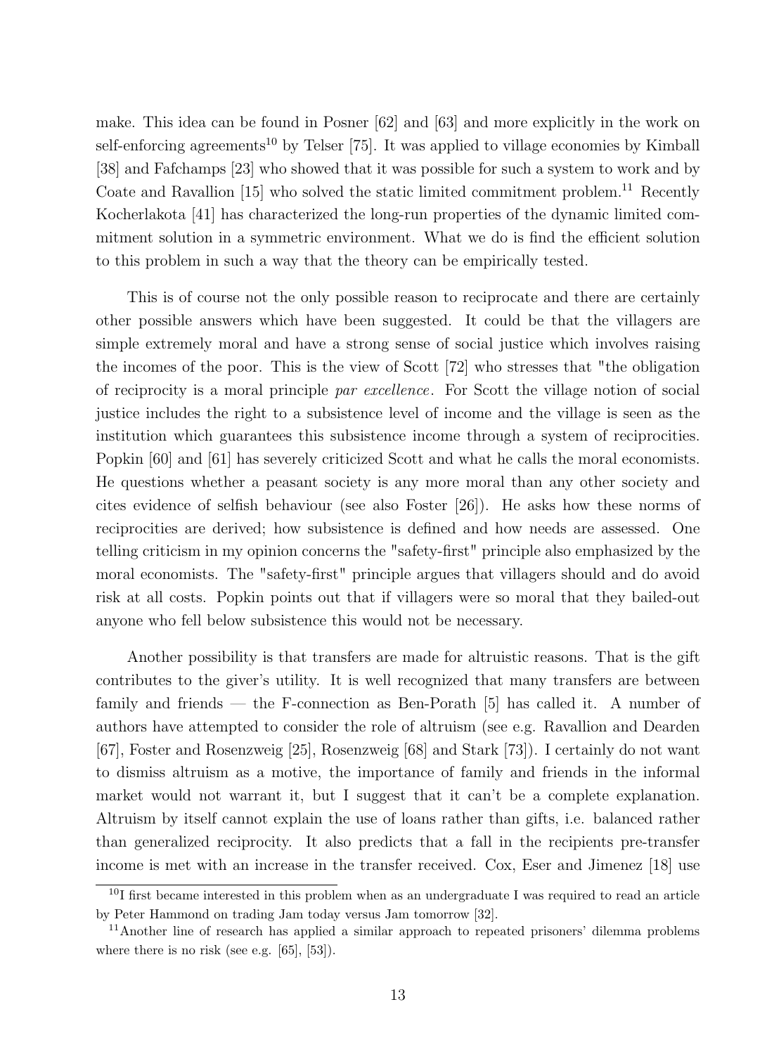make. This idea can be found in Posner [62] and [63] and more explicitly in the work on self-enforcing agreements[10] by Telser [75]. It was applied to village economies by Kimball [38] and Fafchamps [23] who showed that it was possible for such a system to work and by Coate and Ravallion [15] who solved the static limited commitment problem.[11] Recently Kocherlakota [41] has characterized the long-run properties of the dynamic limited commitment solution in a symmetric environment. What we do is find the efficient solution to this problem in such a way that the theory can be empirically tested.

This is of course not the only possible reason to reciprocate and there are certainly other possible answers which have been suggested. It could be that the villagers are simple extremely moral and have a strong sense of social justice which involves raising the incomes of the poor. This is the view of Scott [72] who stresses that "the obligation of reciprocity is a moral principle *par excellence*. For Scott the village notion of social justice includes the right to a subsistence level of income and the village is seen as the institution which guarantees this subsistence income through a system of reciprocities. Popkin [60] and [61] has severely criticized Scott and what he calls the moral economists. He questions whether a peasant society is any more moral than any other society and cites evidence of selfish behaviour (see also Foster [26]). He asks how these norms of reciprocities are derived; how subsistence is defined and how needs are assessed. One telling criticism in my opinion concerns the "safety-first" principle also emphasized by the moral economists. The "safety-first" principle argues that villagers should and do avoid risk at all costs. Popkin points out that if villagers were so moral that they bailed-out anyone who fell below subsistence this would not be necessary.

Another possibility is that transfers are made for altruistic reasons. That is the gift contributes to the giver's utility. It is well recognized that many transfers are between family and friends — the F-connection as Ben-Porath [5] has called it. A number of authors have attempted to consider the role of altruism (see e.g. Ravallion and Dearden [67], Foster and Rosenzweig [25], Rosenzweig [68] and Stark [73]). I certainly do not want to dismiss altruism as a motive, the importance of family and friends in the informal market would not warrant it, but I suggest that it can't be a complete explanation. Altruism by itself cannot explain the use of loans rather than gifts, i.e. balanced rather than generalized reciprocity. It also predicts that a fall in the recipients pre-transfer income is met with an increase in the transfer received. Cox, Eser and Jimenez [18] use

[10] I first became interested in this problem when as an undergraduate I was required to read an article by Peter Hammond on trading Jam today versus Jam tomorrow [32].

[11] Another line of research has applied a similar approach to repeated prisoners' dilemma problems where there is no risk (see e.g. [65], [53]).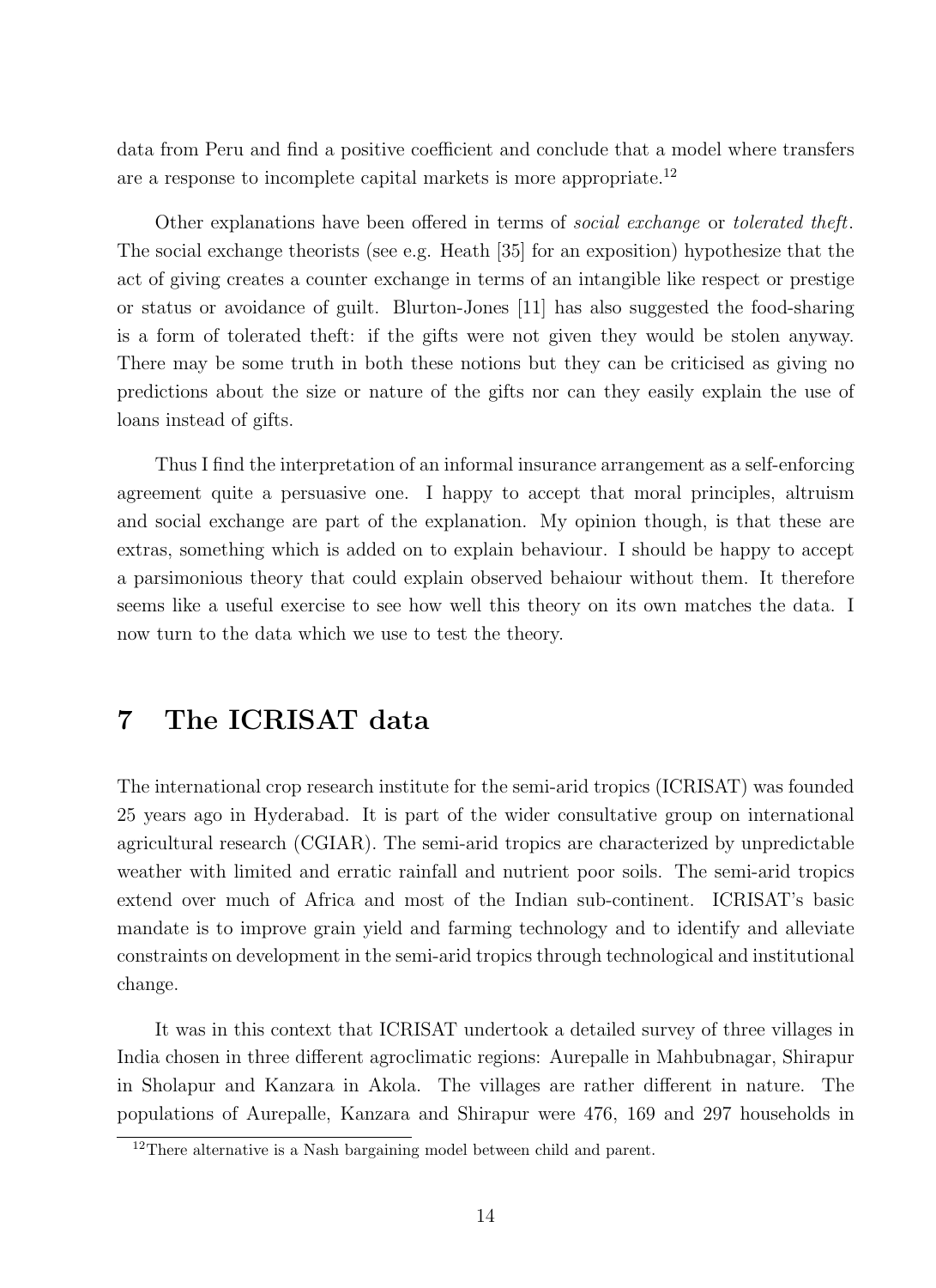data from Peru and find a positive coefficient and conclude that a model where transfers are a response to incomplete capital markets is more appropriate.[12]

Other explanations have been offered in terms of *social exchange* or *tolerated theft*. The social exchange theorists (see e.g. Heath [35] for an exposition) hypothesize that the act of giving creates a counter exchange in terms of an intangible like respect or prestige or status or avoidance of guilt. Blurton-Jones [11] has also suggested the food-sharing is a form of tolerated theft: if the gifts were not given they would be stolen anyway. There may be some truth in both these notions but they can be criticised as giving no predictions about the size or nature of the gifts nor can they easily explain the use of loans instead of gifts.

Thus I find the interpretation of an informal insurance arrangement as a self-enforcing agreement quite a persuasive one. I happy to accept that moral principles, altruism and social exchange are part of the explanation. My opinion though, is that these are extras, something which is added on to explain behaviour. I should be happy to accept a parsimonious theory that could explain observed behaiour without them. It therefore seems like a useful exercise to see how well this theory on its own matches the data. I now turn to the data which we use to test the theory.

# 7 The ICRISAT data

The international crop research institute for the semi-arid tropics (ICRISAT) was founded 25 years ago in Hyderabad. It is part of the wider consultative group on international agricultural research (CGIAR). The semi-arid tropics are characterized by unpredictable weather with limited and erratic rainfall and nutrient poor soils. The semi-arid tropics extend over much of Africa and most of the Indian sub-continent. ICRISAT's basic mandate is to improve grain yield and farming technology and to identify and alleviate constraints on development in the semi-arid tropics through technological and institutional change.

It was in this context that ICRISAT undertook a detailed survey of three villages in India chosen in three different agroclimatic regions: Aurepalle in Mahbubnagar, Shirapur in Sholapur and Kanzara in Akola. The villages are rather different in nature. The populations of Aurepalle, Kanzara and Shirapur were 476, 169 and 297 households in

[12] There alternative is a Nash bargaining model between child and parent.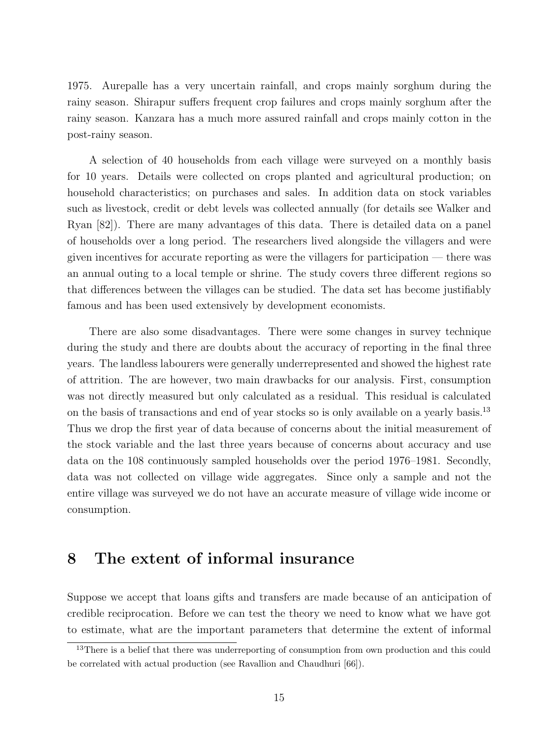1975. Aurepalle has a very uncertain rainfall, and crops mainly sorghum during the rainy season. Shirapur suffers frequent crop failures and crops mainly sorghum after the rainy season. Kanzara has a much more assured rainfall and crops mainly cotton in the post-rainy season.

A selection of 40 households from each village were surveyed on a monthly basis for 10 years. Details were collected on crops planted and agricultural production; on household characteristics; on purchases and sales. In addition data on stock variables such as livestock, credit or debt levels was collected annually (for details see Walker and Ryan [82]). There are many advantages of this data. There is detailed data on a panel of households over a long period. The researchers lived alongside the villagers and were given incentives for accurate reporting as were the villagers for participation — there was an annual outing to a local temple or shrine. The study covers three different regions so that differences between the villages can be studied. The data set has become justifiably famous and has been used extensively by development economists.

There are also some disadvantages. There were some changes in survey technique during the study and there are doubts about the accuracy of reporting in the final three years. The landless labourers were generally underrepresented and showed the highest rate of attrition. The are however, two main drawbacks for our analysis. First, consumption was not directly measured but only calculated as a residual. This residual is calculated on the basis of transactions and end of year stocks so is only available on a yearly basis.[13] Thus we drop the first year of data because of concerns about the initial measurement of the stock variable and the last three years because of concerns about accuracy and use data on the 108 continuously sampled households over the period 1976–1981. Secondly, data was not collected on village wide aggregates. Since only a sample and not the entire village was surveyed we do not have an accurate measure of village wide income or consumption.

# 8 The extent of informal insurance

Suppose we accept that loans gifts and transfers are made because of an anticipation of credible reciprocation. Before we can test the theory we need to know what we have got to estimate, what are the important parameters that determine the extent of informal

[13] There is a belief that there was underreporting of consumption from own production and this could be correlated with actual production (see Ravallion and Chaudhuri [66]).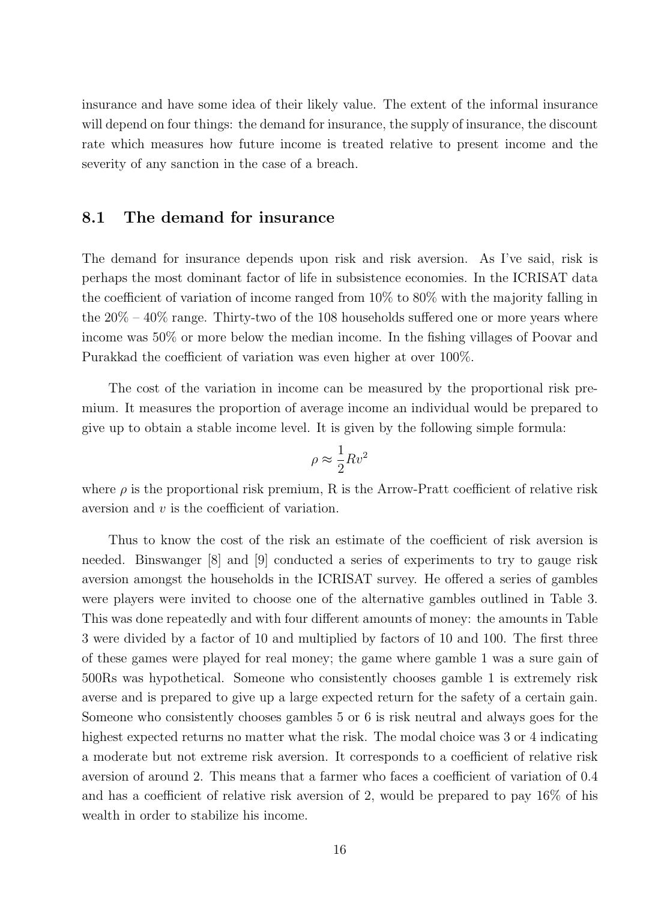insurance and have some idea of their likely value. The extent of the informal insurance will depend on four things: the demand for insurance, the supply of insurance, the discount rate which measures how future income is treated relative to present income and the severity of any sanction in the case of a breach.

## 8.1 The demand for insurance

The demand for insurance depends upon risk and risk aversion. As I've said, risk is perhaps the most dominant factor of life in subsistence economies. In the ICRISAT data the coefficient of variation of income ranged from 10% to 80% with the majority falling in the 20% – 40% range. Thirty-two of the 108 households suffered one or more years where income was 50% or more below the median income. In the fishing villages of Poovar and Purakkad the coefficient of variation was even higher at over 100%.

The cost of the variation in income can be measured by the proportional risk premium. It measures the proportion of average income an individual would be prepared to give up to obtain a stable income level. It is given by the following simple formula:

$$\rho \approx \frac{1}{2} R v^2$$

where $\rho$ is the proportional risk premium, R is the Arrow-Pratt coefficient of relative risk aversion and $v$ is the coefficient of variation.

Thus to know the cost of the risk an estimate of the coefficient of risk aversion is needed. Binswanger [8] and [9] conducted a series of experiments to try to gauge risk aversion amongst the households in the ICRISAT survey. He offered a series of gambles were players were invited to choose one of the alternative gambles outlined in Table 3. This was done repeatedly and with four different amounts of money: the amounts in Table 3 were divided by a factor of 10 and multiplied by factors of 10 and 100. The first three of these games were played for real money; the game where gamble 1 was a sure gain of 500Rs was hypothetical. Someone who consistently chooses gamble 1 is extremely risk averse and is prepared to give up a large expected return for the safety of a certain gain. Someone who consistently chooses gambles 5 or 6 is risk neutral and always goes for the highest expected returns no matter what the risk. The modal choice was 3 or 4 indicating a moderate but not extreme risk aversion. It corresponds to a coefficient of relative risk aversion of around 2. This means that a farmer who faces a coefficient of variation of 0.4 and has a coefficient of relative risk aversion of 2, would be prepared to pay 16% of his wealth in order to stabilize his income.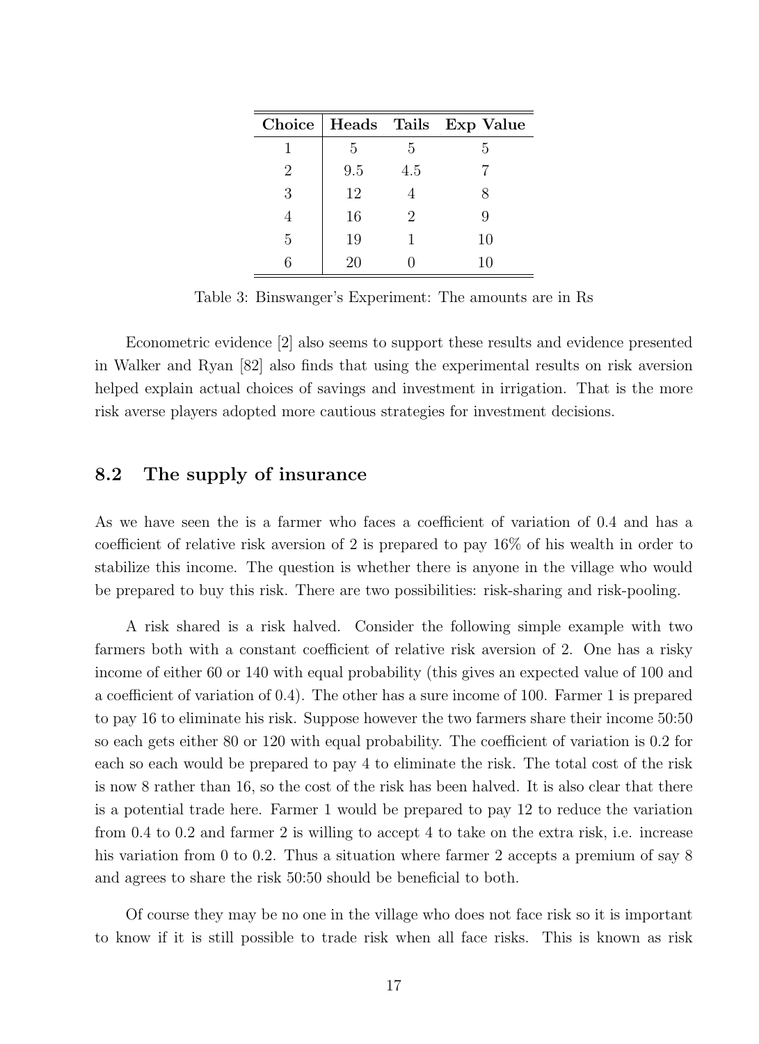| Choice | Heads | Tails | Exp Value |
|---|---|---|---|
| 1 | 5 | 5 | 5 |
| 2 | 9.5 | 4.5 | 7 |
| 3 | 12 | 4 | 8 |
| 4 | 16 | 2 | 9 |
| 5 | 19 | 1 | 10 |
| 6 | 20 | 0 | 10 |

Table 3: Binswanger's Experiment: The amounts are in Rs

Econometric evidence [2] also seems to support these results and evidence presented in Walker and Ryan [82] also finds that using the experimental results on risk aversion helped explain actual choices of savings and investment in irrigation. That is the more risk averse players adopted more cautious strategies for investment decisions.

## 8.2 The supply of insurance

As we have seen the is a farmer who faces a coefficient of variation of 0.4 and has a coefficient of relative risk aversion of 2 is prepared to pay 16% of his wealth in order to stabilize this income. The question is whether there is anyone in the village who would be prepared to buy this risk. There are two possibilities: risk-sharing and risk-pooling.

A risk shared is a risk halved. Consider the following simple example with two farmers both with a constant coefficient of relative risk aversion of 2. One has a risky income of either 60 or 140 with equal probability (this gives an expected value of 100 and a coefficient of variation of 0.4). The other has a sure income of 100. Farmer 1 is prepared to pay 16 to eliminate his risk. Suppose however the two farmers share their income 50:50 so each gets either 80 or 120 with equal probability. The coefficient of variation is 0.2 for each so each would be prepared to pay 4 to eliminate the risk. The total cost of the risk is now 8 rather than 16, so the cost of the risk has been halved. It is also clear that there is a potential trade here. Farmer 1 would be prepared to pay 12 to reduce the variation from 0.4 to 0.2 and farmer 2 is willing to accept 4 to take on the extra risk, i.e. increase his variation from 0 to 0.2. Thus a situation where farmer 2 accepts a premium of say 8 and agrees to share the risk 50:50 should be beneficial to both.

Of course they may be no one in the village who does not face risk so it is important to know if it is still possible to trade risk when all face risks. This is known as risk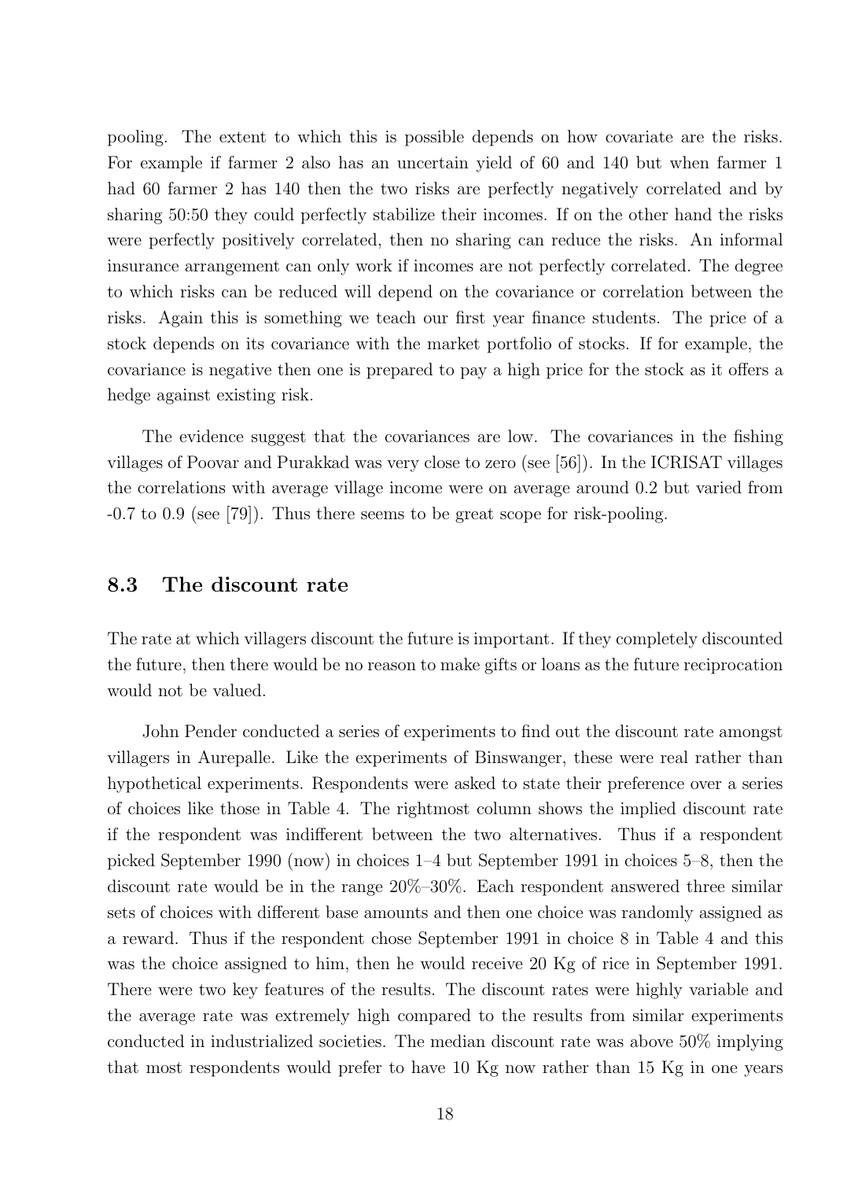pooling. The extent to which this is possible depends on how covariate are the risks. For example if farmer 2 also has an uncertain yield of 60 and 140 but when farmer 1 had 60 farmer 2 has 140 then the two risks are perfectly negatively correlated and by sharing 50:50 they could perfectly stabilize their incomes. If on the other hand the risks were perfectly positively correlated, then no sharing can reduce the risks. An informal insurance arrangement can only work if incomes are not perfectly correlated. The degree to which risks can be reduced will depend on the covariance or correlation between the risks. Again this is something we teach our first year finance students. The price of a stock depends on its covariance with the market portfolio of stocks. If for example, the covariance is negative then one is prepared to pay a high price for the stock as it offers a hedge against existing risk.

The evidence suggest that the covariances are low. The covariances in the fishing villages of Poovar and Purakkad was very close to zero (see [56]). In the ICRISAT villages the correlations with average village income were on average around 0.2 but varied from -0.7 to 0.9 (see [79]). Thus there seems to be great scope for risk-pooling.

## 8.3 The discount rate

The rate at which villagers discount the future is important. If they completely discounted the future, then there would be no reason to make gifts or loans as the future reciprocation would not be valued.

John Pender conducted a series of experiments to find out the discount rate amongst villagers in Aurepalle. Like the experiments of Binswanger, these were real rather than hypothetical experiments. Respondents were asked to state their preference over a series of choices like those in Table 4. The rightmost column shows the implied discount rate if the respondent was indifferent between the two alternatives. Thus if a respondent picked September 1990 (now) in choices 1–4 but September 1991 in choices 5–8, then the discount rate would be in the range 20%–30%. Each respondent answered three similar sets of choices with different base amounts and then one choice was randomly assigned as a reward. Thus if the respondent chose September 1991 in choice 8 in Table 4 and this was the choice assigned to him, then he would receive 20 Kg of rice in September 1991. There were two key features of the results. The discount rates were highly variable and the average rate was extremely high compared to the results from similar experiments conducted in industrialized societies. The median discount rate was above 50% implying that most respondents would prefer to have 10 Kg now rather than 15 Kg in one years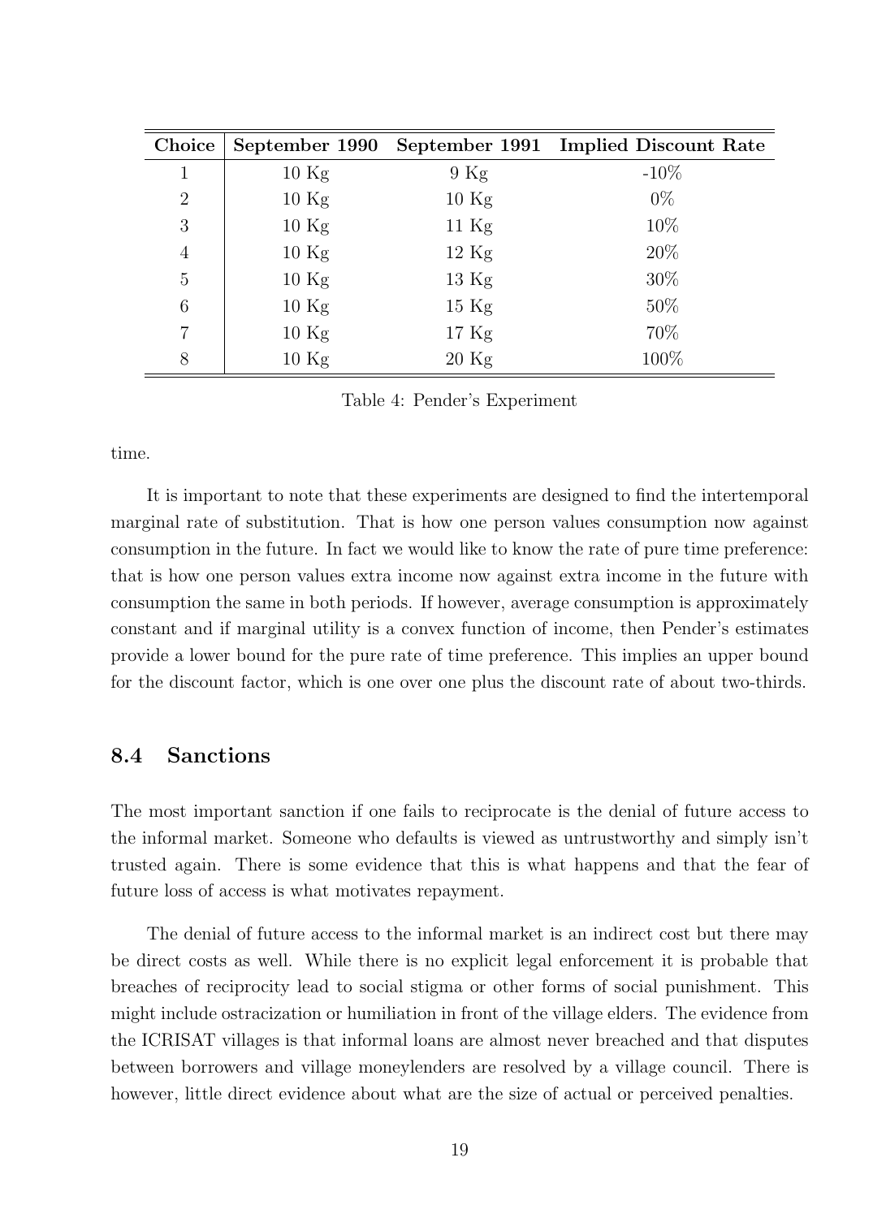| Choice | September 1990 | September 1991 | Implied Discount Rate |
|---|---|---|---|
| 1 | 10 Kg | 9 Kg | -10% |
| 2 | 10 Kg | 10 Kg | 0% |
| 3 | 10 Kg | 11 Kg | 10% |
| 4 | 10 Kg | 12 Kg | 20% |
| 5 | 10 Kg | 13 Kg | 30% |
| 6 | 10 Kg | 15 Kg | 50% |
| 7 | 10 Kg | 17 Kg | 70% |
| 8 | 10 Kg | 20 Kg | 100% |

Table 4: Pender's Experiment

time.

It is important to note that these experiments are designed to find the intertemporal marginal rate of substitution. That is how one person values consumption now against consumption in the future. In fact we would like to know the rate of pure time preference: that is how one person values extra income now against extra income in the future with consumption the same in both periods. If however, average consumption is approximately constant and if marginal utility is a convex function of income, then Pender's estimates provide a lower bound for the pure rate of time preference. This implies an upper bound for the discount factor, which is one over one plus the discount rate of about two-thirds.

### 8.4 Sanctions

The most important sanction if one fails to reciprocate is the denial of future access to the informal market. Someone who defaults is viewed as untrustworthy and simply isn't trusted again. There is some evidence that this is what happens and that the fear of future loss of access is what motivates repayment.

The denial of future access to the informal market is an indirect cost but there may be direct costs as well. While there is no explicit legal enforcement it is probable that breaches of reciprocity lead to social stigma or other forms of social punishment. This might include ostracization or humiliation in front of the village elders. The evidence from the ICRISAT villages is that informal loans are almost never breached and that disputes between borrowers and village moneylenders are resolved by a village council. There is however, little direct evidence about what are the size of actual or perceived penalties.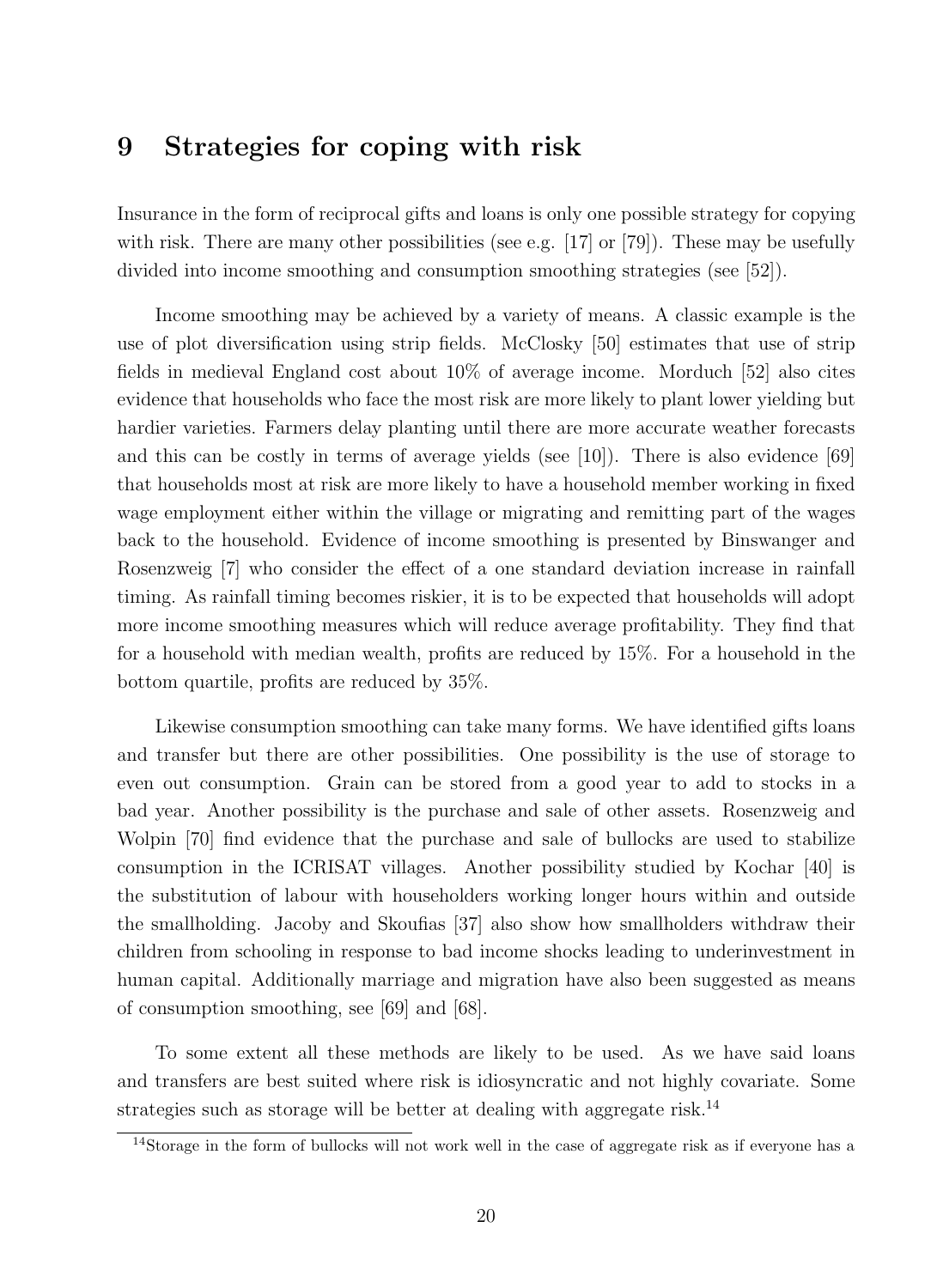# 9 Strategies for coping with risk

Insurance in the form of reciprocal gifts and loans is only one possible strategy for copying with risk. There are many other possibilities (see e.g. [17] or [79]). These may be usefully divided into income smoothing and consumption smoothing strategies (see [52]).

Income smoothing may be achieved by a variety of means. A classic example is the use of plot diversification using strip fields. McClosky [50] estimates that use of strip fields in medieval England cost about 10% of average income. Morduch [52] also cites evidence that households who face the most risk are more likely to plant lower yielding but hardier varieties. Farmers delay planting until there are more accurate weather forecasts and this can be costly in terms of average yields (see [10]). There is also evidence [69] that households most at risk are more likely to have a household member working in fixed wage employment either within the village or migrating and remitting part of the wages back to the household. Evidence of income smoothing is presented by Binswanger and Rosenzweig [7] who consider the effect of a one standard deviation increase in rainfall timing. As rainfall timing becomes riskier, it is to be expected that households will adopt more income smoothing measures which will reduce average profitability. They find that for a household with median wealth, profits are reduced by 15%. For a household in the bottom quartile, profits are reduced by 35%.

Likewise consumption smoothing can take many forms. We have identified gifts loans and transfer but there are other possibilities. One possibility is the use of storage to even out consumption. Grain can be stored from a good year to add to stocks in a bad year. Another possibility is the purchase and sale of other assets. Rosenzweig and Wolpin [70] find evidence that the purchase and sale of bullocks are used to stabilize consumption in the ICRISAT villages. Another possibility studied by Kochar [40] is the substitution of labour with householders working longer hours within and outside the smallholding. Jacoby and Skoufias [37] also show how smallholders withdraw their children from schooling in response to bad income shocks leading to underinvestment in human capital. Additionally marriage and migration have also been suggested as means of consumption smoothing, see [69] and [68].

To some extent all these methods are likely to be used. As we have said loans and transfers are best suited where risk is idiosyncratic and not highly covariate. Some strategies such as storage will be better at dealing with aggregate risk.[14]

[14] Storage in the form of bullocks will not work well in the case of aggregate risk as if everyone has a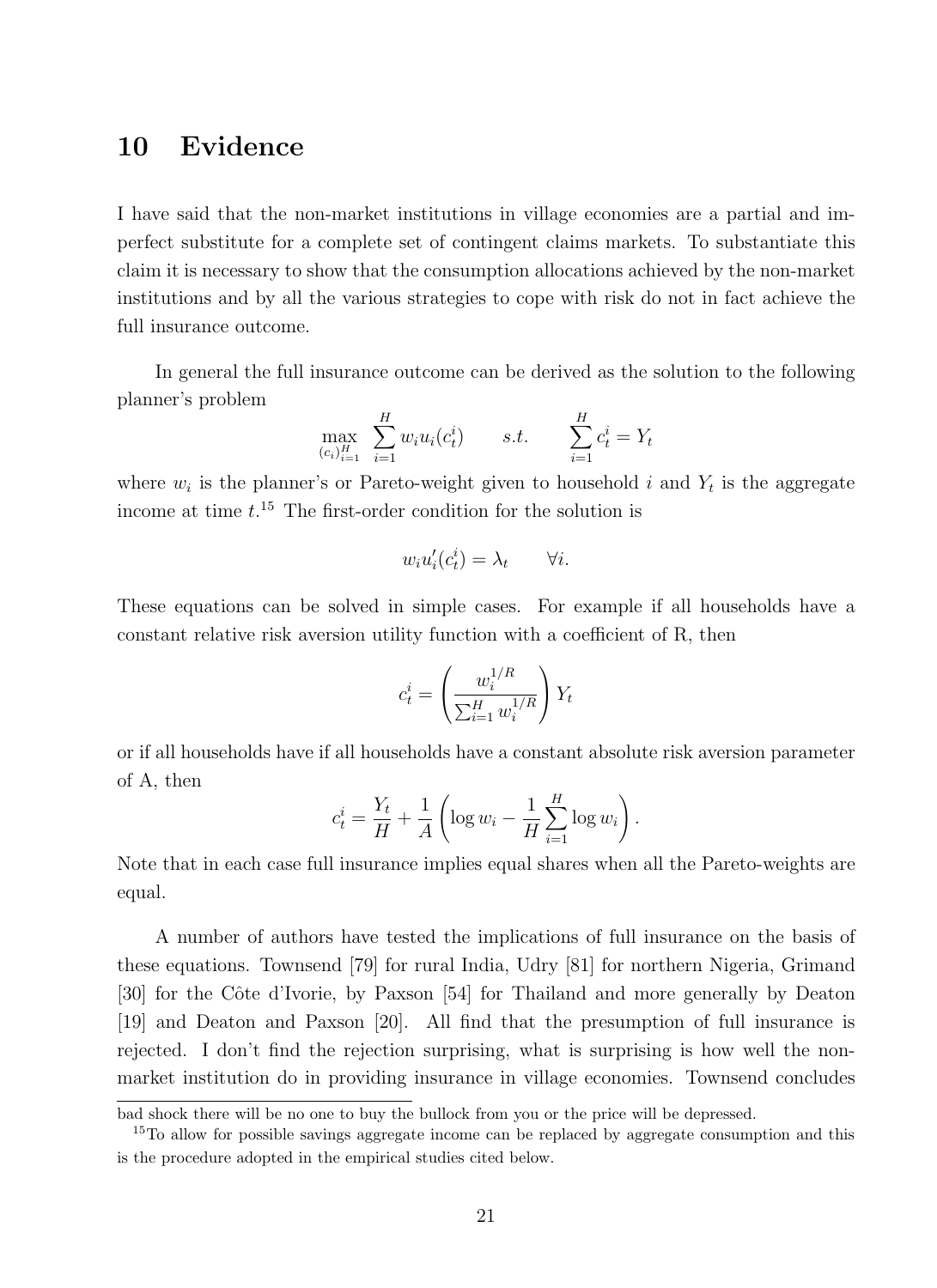## 10 Evidence

I have said that the non-market institutions in village economies are a partial and imperfect substitute for a complete set of contingent claims markets. To substantiate this claim it is necessary to show that the consumption allocations achieved by the non-market institutions and by all the various strategies to cope with risk do not in fact achieve the full insurance outcome.

In general the full insurance outcome can be derived as the solution to the following planner's problem

$$\max_{(c_i)_{i=1}^H} \sum_{i=1}^H w_i u_i(c_t^i) \qquad s.t. \qquad \sum_{i=1}^H c_t^i = Y_t$$

where $w_i$ is the planner's or Pareto-weight given to household $i$ and $Y_t$ is the aggregate income at time $t$.[15] The first-order condition for the solution is

$$w_i u_i'(c_t^i) = \lambda_t \qquad \forall i.$$

These equations can be solved in simple cases. For example if all households have a constant relative risk aversion utility function with a coefficient of R, then

$$c_t^i = \left( \frac{w_i^{1/R}}{\sum_{i=1}^H w_i^{1/R}} \right) Y_t$$

or if all households have if all households have a constant absolute risk aversion parameter of A, then

$$c_t^i = \frac{Y_t}{H} + \frac{1}{A} \left( \log w_i - \frac{1}{H} \sum_{i=1}^H \log w_i \right).$$

Note that in each case full insurance implies equal shares when all the Pareto-weights are equal.

A number of authors have tested the implications of full insurance on the basis of these equations. Townsend [79] for rural India, Udry [81] for northern Nigeria, Grimand [30] for the Côte d'Ivorie, by Paxson [54] for Thailand and more generally by Deaton [19] and Deaton and Paxson [20]. All find that the presumption of full insurance is rejected. I don't find the rejection surprising, what is surprising is how well the non-market institution do in providing insurance in village economies. Townsend concludes

bad shock there will be no one to buy the bullock from you or the price will be depressed.

[15] To allow for possible savings aggregate income can be replaced by aggregate consumption and this is the procedure adopted in the empirical studies cited below.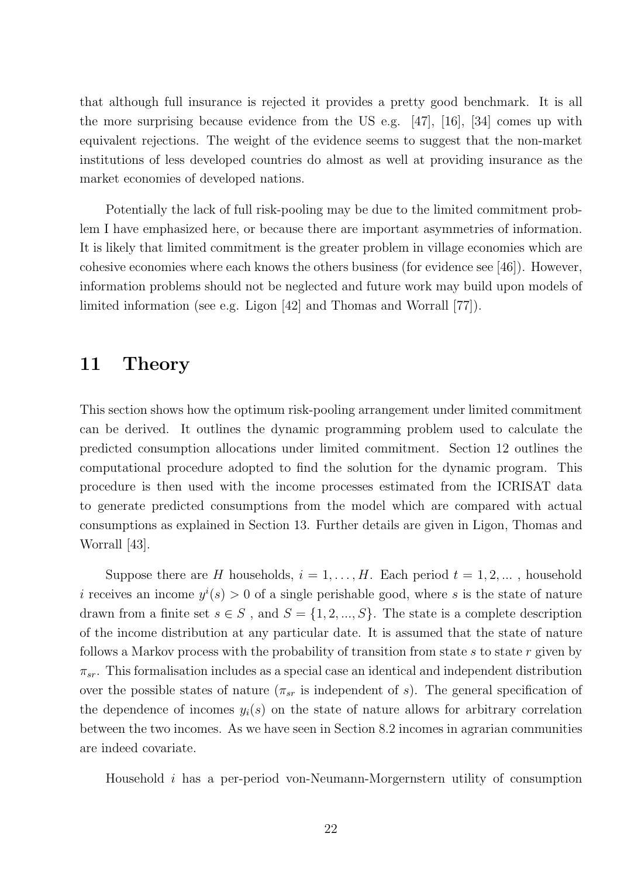that although full insurance is rejected it provides a pretty good benchmark. It is all the more surprising because evidence from the US e.g. [47], [16], [34] comes up with equivalent rejections. The weight of the evidence seems to suggest that the non-market institutions of less developed countries do almost as well at providing insurance as the market economies of developed nations.

Potentially the lack of full risk-pooling may be due to the limited commitment problem I have emphasized here, or because there are important asymmetries of information. It is likely that limited commitment is the greater problem in village economies which are cohesive economies where each knows the others business (for evidence see [46]). However, information problems should not be neglected and future work may build upon models of limited information (see e.g. Ligon [42] and Thomas and Worrall [77]).

# 11 Theory

This section shows how the optimum risk-pooling arrangement under limited commitment can be derived. It outlines the dynamic programming problem used to calculate the predicted consumption allocations under limited commitment. Section 12 outlines the computational procedure adopted to find the solution for the dynamic program. This procedure is then used with the income processes estimated from the ICRISAT data to generate predicted consumptions from the model which are compared with actual consumptions as explained in Section 13. Further details are given in Ligon, Thomas and Worrall [43].

Suppose there are $H$ households, $i = 1, \ldots, H$. Each period $t = 1, 2, \ldots$ , household $i$ receives an income $y^i(s) > 0$ of a single perishable good, where $s$ is the state of nature drawn from a finite set $s \in S$ , and $S = \{1, 2, ..., S\}$. The state is a complete description of the income distribution at any particular date. It is assumed that the state of nature follows a Markov process with the probability of transition from state $s$ to state $r$ given by $\pi_{sr}$. This formalisation includes as a special case an identical and independent distribution over the possible states of nature ($\pi_{sr}$ is independent of $s$). The general specification of the dependence of incomes $y_i(s)$ on the state of nature allows for arbitrary correlation between the two incomes. As we have seen in Section 8.2 incomes in agrarian communities are indeed covariate.

Household $i$ has a per-period von-Neumann-Morgernstern utility of consumption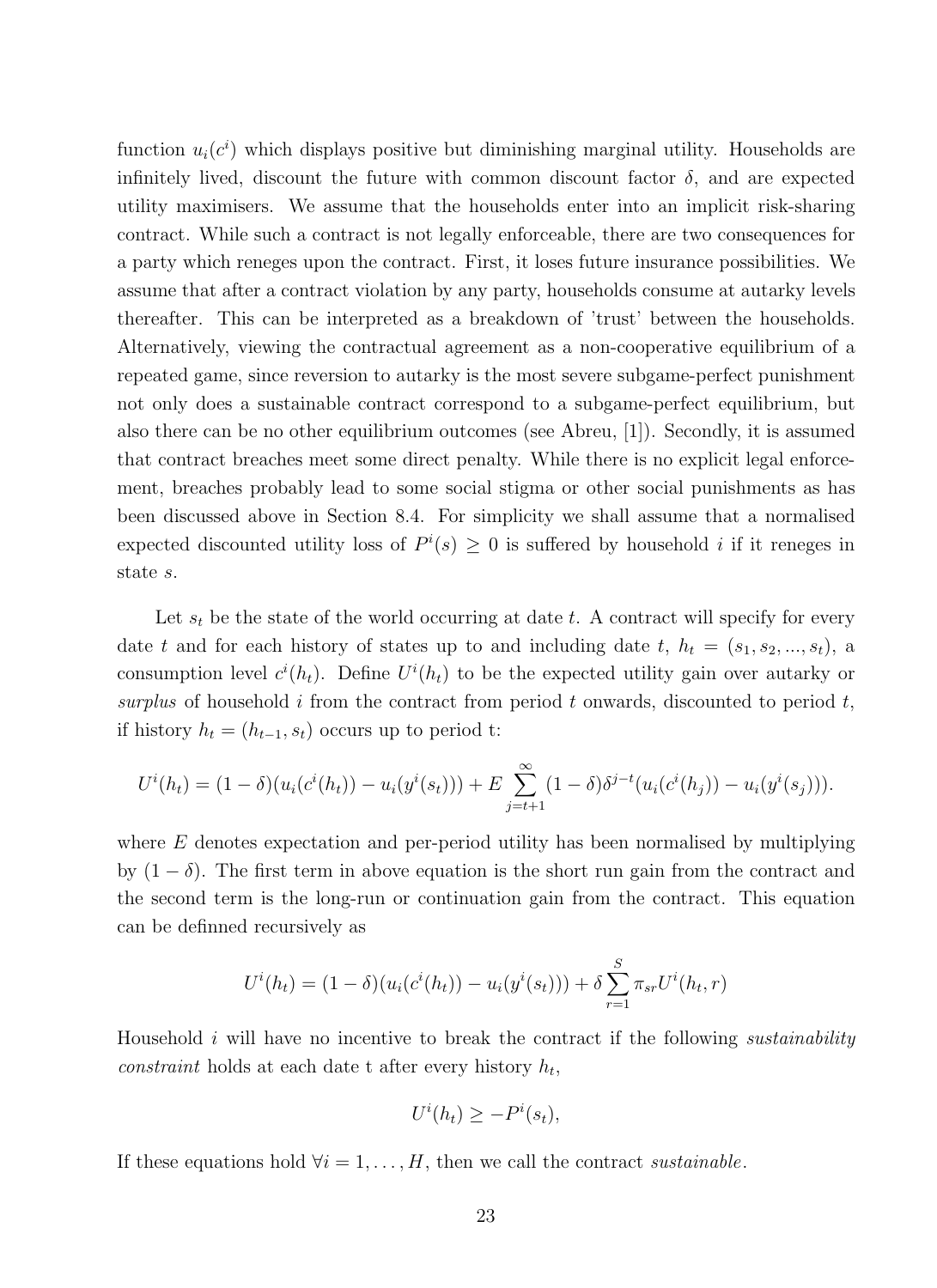function $u_i(c^i)$ which displays positive but diminishing marginal utility. Households are infinitely lived, discount the future with common discount factor $\delta$, and are expected utility maximisers. We assume that the households enter into an implicit risk-sharing contract. While such a contract is not legally enforceable, there are two consequences for a party which reneges upon the contract. First, it loses future insurance possibilities. We assume that after a contract violation by any party, households consume at autarky levels thereafter. This can be interpreted as a breakdown of 'trust' between the households. Alternatively, viewing the contractual agreement as a non-cooperative equilibrium of a repeated game, since reversion to autarky is the most severe subgame-perfect punishment not only does a sustainable contract correspond to a subgame-perfect equilibrium, but also there can be no other equilibrium outcomes (see Abreu, [1]). Secondly, it is assumed that contract breaches meet some direct penalty. While there is no explicit legal enforcement, breaches probably lead to some social stigma or other social punishments as has been discussed above in Section 8.4. For simplicity we shall assume that a normalised expected discounted utility loss of $P^i(s) \geq 0$ is suffered by household $i$ if it reneges in state $s$.

Let $s_t$ be the state of the world occurring at date $t$. A contract will specify for every date $t$ and for each history of states up to and including date $t$, $h_t = (s_1, s_2, ..., s_t)$, a consumption level $c^i(h_t)$. Define $U^i(h_t)$ to be the expected utility gain over autarky or *surplus* of household $i$ from the contract from period $t$ onwards, discounted to period $t$, if history $h_t = (h_{t-1}, s_t)$ occurs up to period t:

$$U^i(h_t) = (1-\delta)(u_i(c^i(h_t)) - u_i(y^i(s_t))) + E\sum_{j=t+1}^{\infty}(1-\delta)\delta^{j-t}(u_i(c^i(h_j)) - u_i(y^i(s_j))).$$

where $E$ denotes expectation and per-period utility has been normalised by multiplying by $(1-\delta)$. The first term in above equation is the short run gain from the contract and the second term is the long-run or continuation gain from the contract. This equation can be definned recursively as

$$U^i(h_t) = (1-\delta)(u_i(c^i(h_t)) - u_i(y^i(s_t))) + \delta\sum_{r=1}^{S}\pi_{sr}U^i(h_t, r)$$

Household $i$ will have no incentive to break the contract if the following *sustainability constraint* holds at each date t after every history $h_t$,

$$U^i(h_t) \geq -P^i(s_t),$$

If these equations hold $\forall i = 1, \ldots, H$, then we call the contract *sustainable*.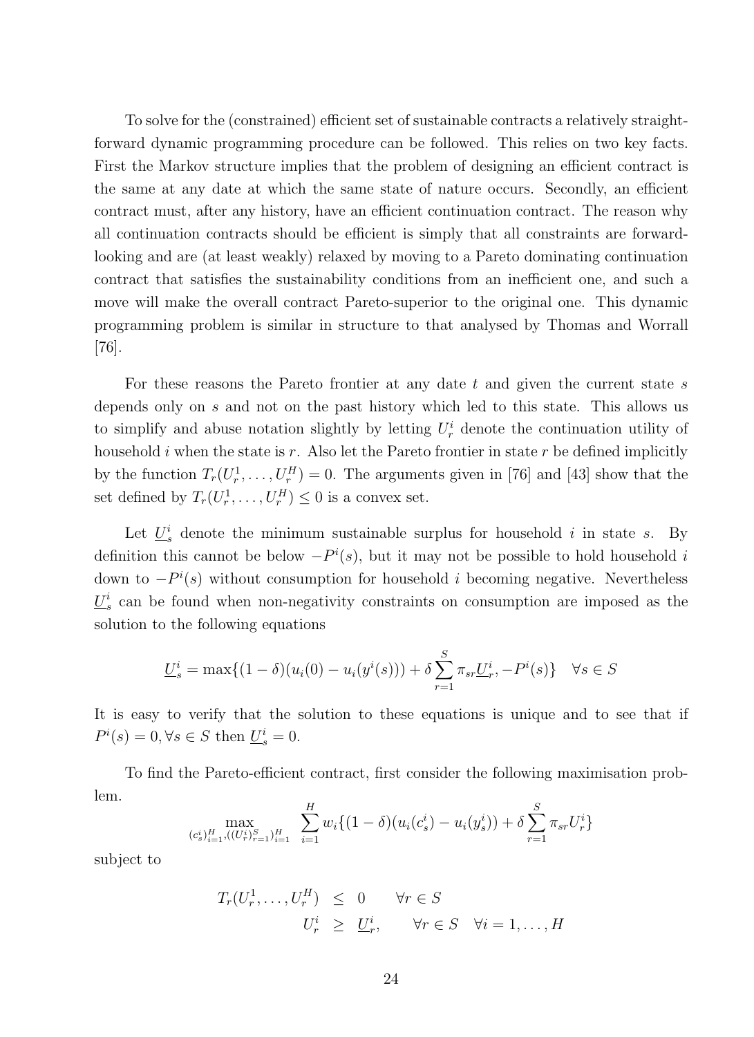To solve for the (constrained) efficient set of sustainable contracts a relatively straightforward dynamic programming procedure can be followed. This relies on two key facts. First the Markov structure implies that the problem of designing an efficient contract is the same at any date at which the same state of nature occurs. Secondly, an efficient contract must, after any history, have an efficient continuation contract. The reason why all continuation contracts should be efficient is simply that all constraints are forward-looking and are (at least weakly) relaxed by moving to a Pareto dominating continuation contract that satisfies the sustainability conditions from an inefficient one, and such a move will make the overall contract Pareto-superior to the original one. This dynamic programming problem is similar in structure to that analysed by Thomas and Worrall [76].

For these reasons the Pareto frontier at any date $t$ and given the current state $s$ depends only on $s$ and not on the past history which led to this state. This allows us to simplify and abuse notation slightly by letting $U_r^i$ denote the continuation utility of household $i$ when the state is $r$. Also let the Pareto frontier in state $r$ be defined implicitly by the function $T_r(U_r^1, \ldots, U_r^H) = 0$. The arguments given in [76] and [43] show that the set defined by $T_r(U_r^1, \ldots, U_r^H) \leq 0$ is a convex set.

Let $\underline{U}_s^i$ denote the minimum sustainable surplus for household $i$ in state $s$. By definition this cannot be below $-P^i(s)$, but it may not be possible to hold household $i$ down to $-P^i(s)$ without consumption for household $i$ becoming negative. Nevertheless $\underline{U}_s^i$ can be found when non-negativity constraints on consumption are imposed as the solution to the following equations

$$\underline{U}_s^i = \max\{(1-\delta)(u_i(0) - u_i(y^i(s))) + \delta \sum_{r=1}^{S} \pi_{sr} \underline{U}_r^i, -P^i(s)\} \quad \forall s \in S$$

It is easy to verify that the solution to these equations is unique and to see that if $P^i(s) = 0, \forall s \in S$ then $\underline{U}_s^i = 0$.

To find the Pareto-efficient contract, first consider the following maximisation problem.

$$\max_{(c_s^i)_{i=1}^H, ((U_r^i)_{r=1}^S)_{i=1}^H} \sum_{i=1}^{H} w_i\{(1-\delta)(u_i(c_s^i) - u_i(y_s^i)) + \delta \sum_{r=1}^{S} \pi_{sr} U_r^i\}$$

subject to

$$\begin{aligned} T_r(U_r^1, \ldots, U_r^H) &\leq 0 \qquad \forall r \in S \\ U_r^i &\geq \underline{U}_r^i, \qquad \forall r \in S \quad \forall i = 1, \ldots, H \end{aligned}$$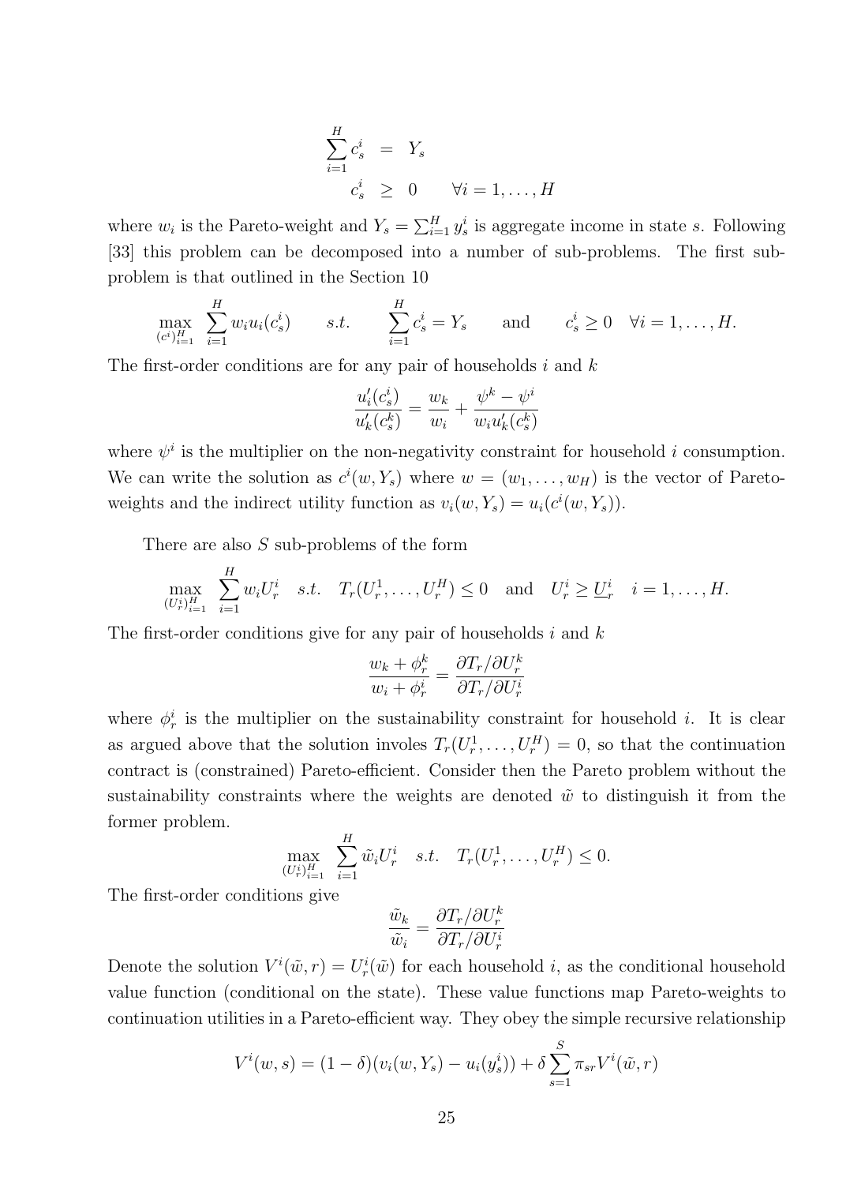$$
\begin{aligned}
\sum_{i=1}^{H} c_s^i &= Y_s \\
c_s^i &\geq 0 \qquad \forall i = 1, \ldots, H
\end{aligned}
$$

where $w_i$ is the Pareto-weight and $Y_s = \sum_{i=1}^{H} y_s^i$ is aggregate income in state $s$. Following [33] this problem can be decomposed into a number of sub-problems. The first sub-problem is that outlined in the Section 10

$$
\max_{(c^i)_{i=1}^H} \sum_{i=1}^{H} w_i u_i(c_s^i) \qquad s.t. \qquad \sum_{i=1}^{H} c_s^i = Y_s \qquad \text{and} \qquad c_s^i \geq 0 \quad \forall i = 1, \ldots, H.
$$

The first-order conditions are for any pair of households $i$ and $k$

$$
\frac{u_i'(c_s^i)}{u_k'(c_s^k)} = \frac{w_k}{w_i} + \frac{\psi^k - \psi^i}{w_i u_k'(c_s^k)}
$$

where $\psi^i$ is the multiplier on the non-negativity constraint for household $i$ consumption. We can write the solution as $c^i(w, Y_s)$ where $w = (w_1, \ldots, w_H)$ is the vector of Pareto-weights and the indirect utility function as $v_i(w, Y_s) = u_i(c^i(w, Y_s))$.

There are also $S$ sub-problems of the form

$$
\max_{(U_r^i)_{i=1}^H} \sum_{i=1}^{H} w_i U_r^i \quad s.t. \quad T_r(U_r^1, \ldots, U_r^H) \leq 0 \quad \text{and} \quad U_r^i \geq \underline{U}_r^i \quad i = 1, \ldots, H.
$$

The first-order conditions give for any pair of households $i$ and $k$

$$
\frac{w_k + \phi_r^k}{w_i + \phi_r^i} = \frac{\partial T_r / \partial U_r^k}{\partial T_r / \partial U_r^i}
$$

where $\phi_r^i$ is the multiplier on the sustainability constraint for household $i$. It is clear as argued above that the solution involes $T_r(U_r^1, \ldots, U_r^H) = 0$, so that the continuation contract is (constrained) Pareto-efficient. Consider then the Pareto problem without the sustainability constraints where the weights are denoted $\tilde{w}$ to distinguish it from the former problem.

$$
\max_{(U_r^i)_{i=1}^H} \sum_{i=1}^{H} \tilde{w}_i U_r^i \quad s.t. \quad T_r(U_r^1, \ldots, U_r^H) \leq 0.
$$

The first-order conditions give

$$
\frac{\tilde{w}_k}{\tilde{w}_i} = \frac{\partial T_r / \partial U_r^k}{\partial T_r / \partial U_r^i}
$$

Denote the solution $V^i(\tilde{w}, r) = U_r^i(\tilde{w})$ for each household $i$, as the conditional household value function (conditional on the state). These value functions map Pareto-weights to continuation utilities in a Pareto-efficient way. They obey the simple recursive relationship

$$
V^i(w, s) = (1 - \delta)(v_i(w, Y_s) - u_i(y_s^i)) + \delta \sum_{s=1}^{S} \pi_{sr} V^i(\tilde{w}, r)
$$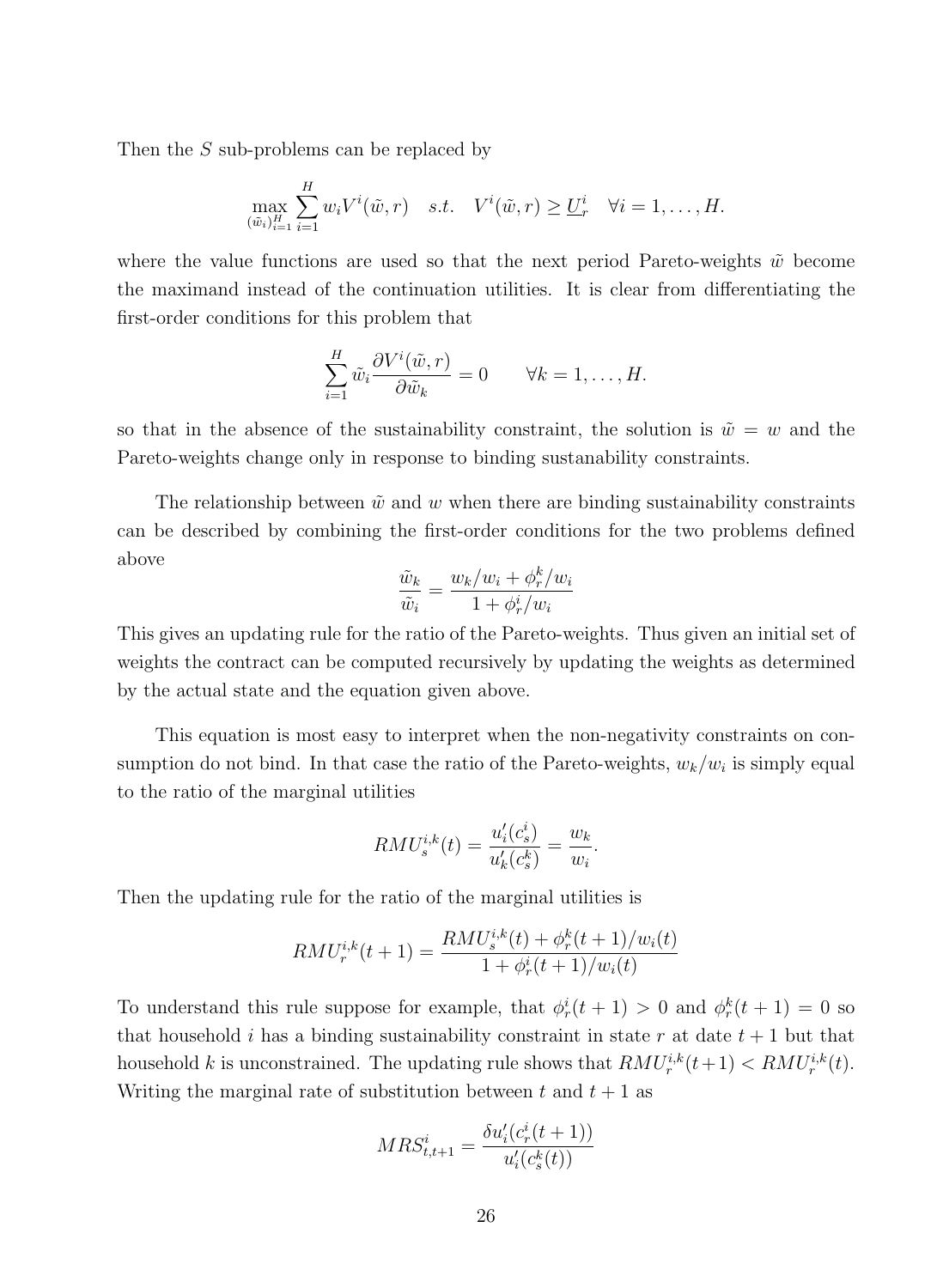Then the $S$ sub-problems can be replaced by

$$\max_{(\tilde{w}_i)_{i=1}^H} \sum_{i=1}^H w_i V^i(\tilde{w}, r) \quad s.t. \quad V^i(\tilde{w}, r) \geq \underline{U}_r^i \quad \forall i = 1, \ldots, H.$$

where the value functions are used so that the next period Pareto-weights $\tilde{w}$ become the maximand instead of the continuation utilities. It is clear from differentiating the first-order conditions for this problem that

$$\sum_{i=1}^H \tilde{w}_i \frac{\partial V^i(\tilde{w}, r)}{\partial \tilde{w}_k} = 0 \qquad \forall k = 1, \ldots, H.$$

so that in the absence of the sustainability constraint, the solution is $\tilde{w} = w$ and the Pareto-weights change only in response to binding sustanability constraints.

The relationship between $\tilde{w}$ and $w$ when there are binding sustainability constraints can be described by combining the first-order conditions for the two problems defined above

$$\frac{\tilde{w}_k}{\tilde{w}_i} = \frac{w_k/w_i + \phi_r^k/w_i}{1 + \phi_r^i/w_i}$$

This gives an updating rule for the ratio of the Pareto-weights. Thus given an initial set of weights the contract can be computed recursively by updating the weights as determined by the actual state and the equation given above.

This equation is most easy to interpret when the non-negativity constraints on consumption do not bind. In that case the ratio of the Pareto-weights, $w_k/w_i$ is simply equal to the ratio of the marginal utilities

$$RMU_s^{i,k}(t) = \frac{u_i'(c_s^i)}{u_k'(c_s^k)} = \frac{w_k}{w_i}.$$

Then the updating rule for the ratio of the marginal utilities is

$$RMU_r^{i,k}(t+1) = \frac{RMU_s^{i,k}(t) + \phi_r^k(t+1)/w_i(t)}{1 + \phi_r^i(t+1)/w_i(t)}$$

To understand this rule suppose for example, that $\phi_r^i(t+1) > 0$ and $\phi_r^k(t+1) = 0$ so that household $i$ has a binding sustainability constraint in state $r$ at date $t+1$ but that household $k$ is unconstrained. The updating rule shows that $RMU_r^{i,k}(t+1) < RMU_r^{i,k}(t)$. Writing the marginal rate of substitution between $t$ and $t+1$ as

$$MRS_{t,t+1}^i = \frac{\delta u_i'(c_r^i(t+1))}{u_i'(c_s^k(t))}$$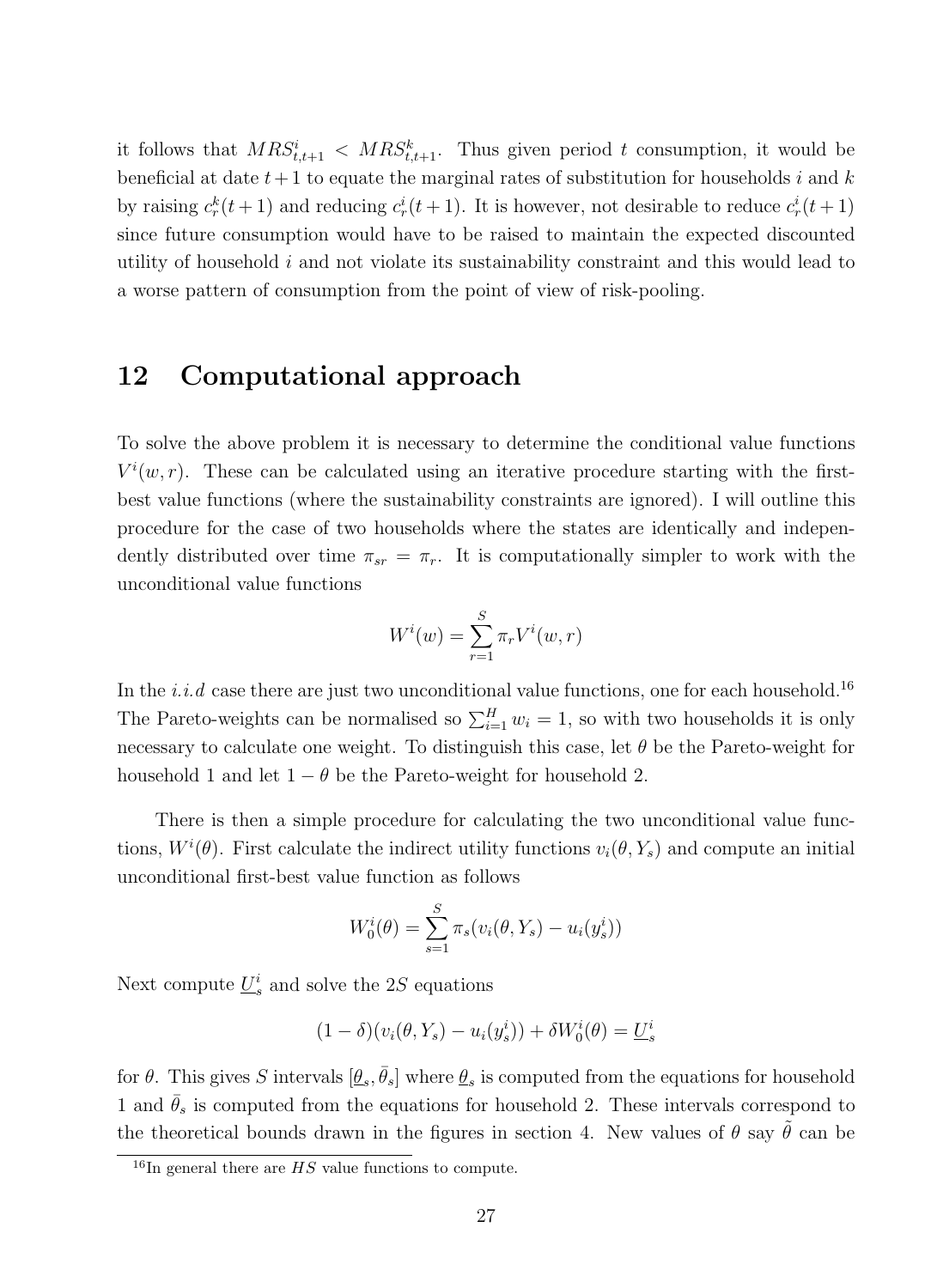it follows that $MRS^i_{t,t+1} < MRS^k_{t,t+1}$. Thus given period $t$ consumption, it would be beneficial at date $t+1$ to equate the marginal rates of substitution for households $i$ and $k$ by raising $c^k_r(t+1)$ and reducing $c^i_r(t+1)$. It is however, not desirable to reduce $c^i_r(t+1)$ since future consumption would have to be raised to maintain the expected discounted utility of household $i$ and not violate its sustainability constraint and this would lead to a worse pattern of consumption from the point of view of risk-pooling.

## 12 Computational approach

To solve the above problem it is necessary to determine the conditional value functions $V^i(w,r)$. These can be calculated using an iterative procedure starting with the first-best value functions (where the sustainability constraints are ignored). I will outline this procedure for the case of two households where the states are identically and independently distributed over time $\pi_{sr} = \pi_r$. It is computationally simpler to work with the unconditional value functions

$$W^i(w) = \sum_{r=1}^{S} \pi_r V^i(w,r)$$

In the *i.i.d* case there are just two unconditional value functions, one for each household.[16] The Pareto-weights can be normalised so $\sum_{i=1}^{H} w_i = 1$, so with two households it is only necessary to calculate one weight. To distinguish this case, let $\theta$ be the Pareto-weight for household 1 and let $1-\theta$ be the Pareto-weight for household 2.

There is then a simple procedure for calculating the two unconditional value functions, $W^i(\theta)$. First calculate the indirect utility functions $v_i(\theta, Y_s)$ and compute an initial unconditional first-best value function as follows

$$W^i_0(\theta) = \sum_{s=1}^{S} \pi_s(v_i(\theta, Y_s) - u_i(y^i_s))$$

Next compute $\underline{U}^i_s$ and solve the $2S$ equations

$$(1-\delta)(v_i(\theta, Y_s) - u_i(y^i_s)) + \delta W^i_0(\theta) = \underline{U}^i_s$$

for $\theta$. This gives $S$ intervals $[\underline{\theta}_s, \bar{\theta}_s]$ where $\underline{\theta}_s$ is computed from the equations for household 1 and $\bar{\theta}_s$ is computed from the equations for household 2. These intervals correspond to the theoretical bounds drawn in the figures in section 4. New values of $\theta$ say $\tilde{\theta}$ can be

[16] In general there are $HS$ value functions to compute.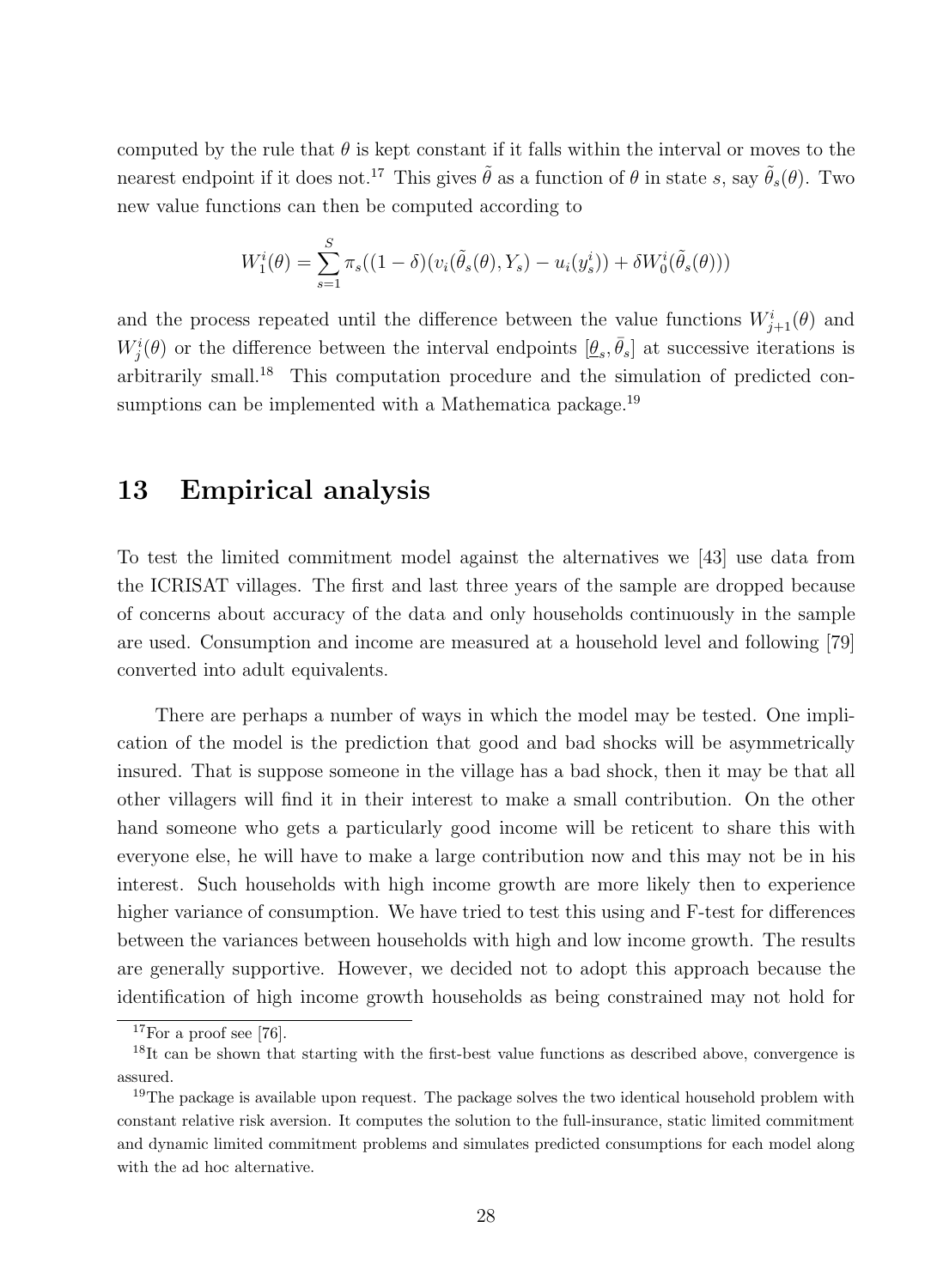computed by the rule that $\theta$ is kept constant if it falls within the interval or moves to the nearest endpoint if it does not.[17] This gives $\tilde{\theta}$ as a function of $\theta$ in state $s$, say $\tilde{\theta}_s(\theta)$. Two new value functions can then be computed according to

$$W_1^i(\theta) = \sum_{s=1}^{S} \pi_s((1-\delta)(v_i(\tilde{\theta}_s(\theta), Y_s) - u_i(y_s^i)) + \delta W_0^i(\tilde{\theta}_s(\theta)))$$

and the process repeated until the difference between the value functions $W_{j+1}^i(\theta)$ and $W_j^i(\theta)$ or the difference between the interval endpoints $[\underline{\theta}_s, \bar{\theta}_s]$ at successive iterations is arbitrarily small.[18] This computation procedure and the simulation of predicted consumptions can be implemented with a Mathematica package.[19]

# 13 Empirical analysis

To test the limited commitment model against the alternatives we [43] use data from the ICRISAT villages. The first and last three years of the sample are dropped because of concerns about accuracy of the data and only households continuously in the sample are used. Consumption and income are measured at a household level and following [79] converted into adult equivalents.

There are perhaps a number of ways in which the model may be tested. One implication of the model is the prediction that good and bad shocks will be asymmetrically insured. That is suppose someone in the village has a bad shock, then it may be that all other villagers will find it in their interest to make a small contribution. On the other hand someone who gets a particularly good income will be reticent to share this with everyone else, he will have to make a large contribution now and this may not be in his interest. Such households with high income growth are more likely then to experience higher variance of consumption. We have tried to test this using and F-test for differences between the variances between households with high and low income growth. The results are generally supportive. However, we decided not to adopt this approach because the identification of high income growth households as being constrained may not hold for

[17] For a proof see [76].

[18] It can be shown that starting with the first-best value functions as described above, convergence is assured.

[19] The package is available upon request. The package solves the two identical household problem with constant relative risk aversion. It computes the solution to the full-insurance, static limited commitment and dynamic limited commitment problems and simulates predicted consumptions for each model along with the ad hoc alternative.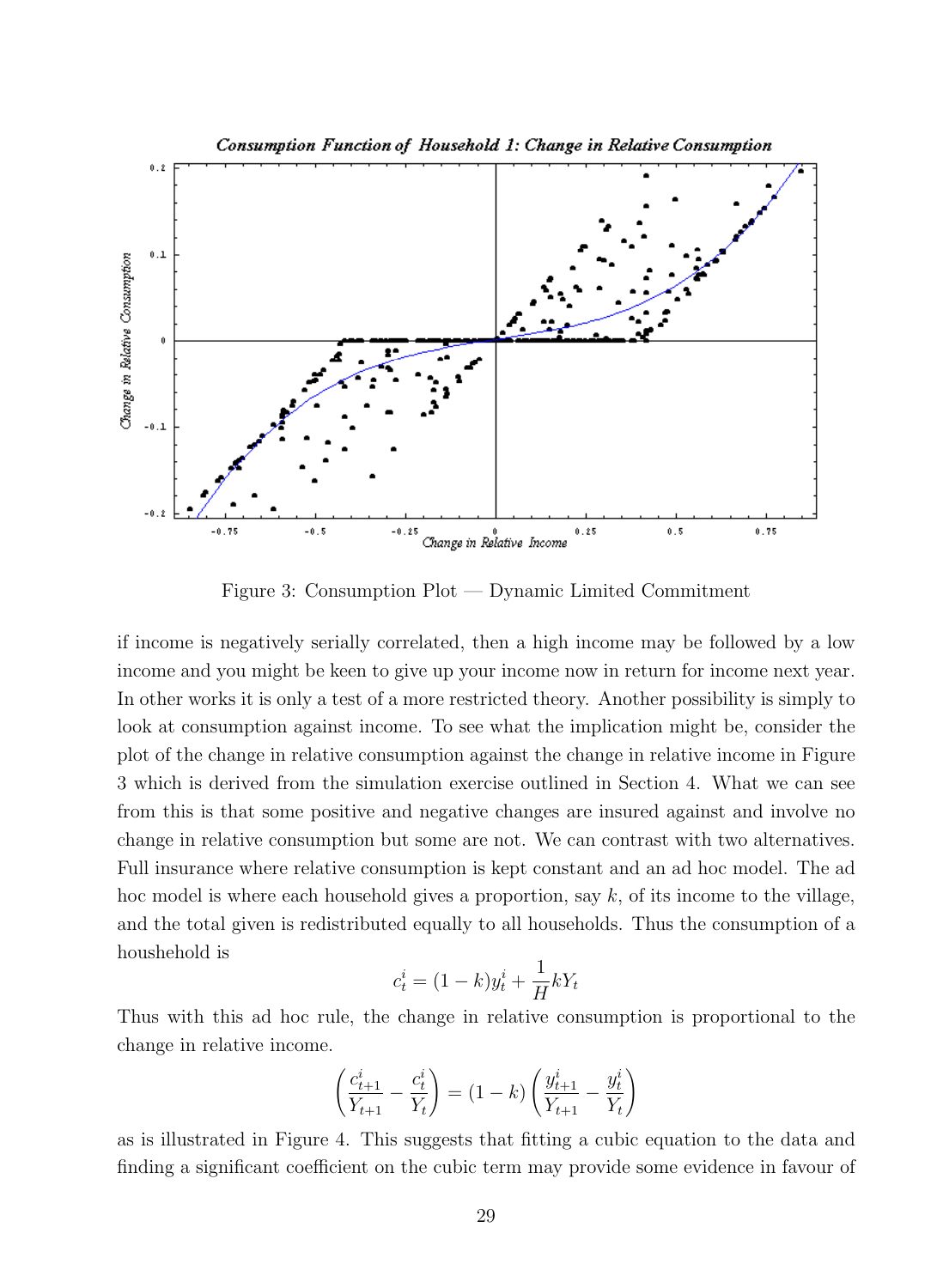Figure 3: Consumption Plot — Dynamic Limited Commitment

if income is negatively serially correlated, then a high income may be followed by a low income and you might be keen to give up your income now in return for income next year. In other works it is only a test of a more restricted theory. Another possibility is simply to look at consumption against income. To see what the implication might be, consider the plot of the change in relative consumption against the change in relative income in Figure 3 which is derived from the simulation exercise outlined in Section 4. What we can see from this is that some positive and negative changes are insured against and involve no change in relative consumption but some are not. We can contrast with two alternatives. Full insurance where relative consumption is kept constant and an ad hoc model. The ad hoc model is where each household gives a proportion, say $k$, of its income to the village, and the total given is redistributed equally to all households. Thus the consumption of a houshehold is

$$c_t^i = (1-k)y_t^i + \frac{1}{H}kY_t$$

Thus with this ad hoc rule, the change in relative consumption is proportional to the change in relative income.

$$\left(\frac{c_{t+1}^i}{Y_{t+1}} - \frac{c_t^i}{Y_t}\right) = (1-k)\left(\frac{y_{t+1}^i}{Y_{t+1}} - \frac{y_t^i}{Y_t}\right)$$

as is illustrated in Figure 4. This suggests that fitting a cubic equation to the data and finding a significant coefficient on the cubic term may provide some evidence in favour of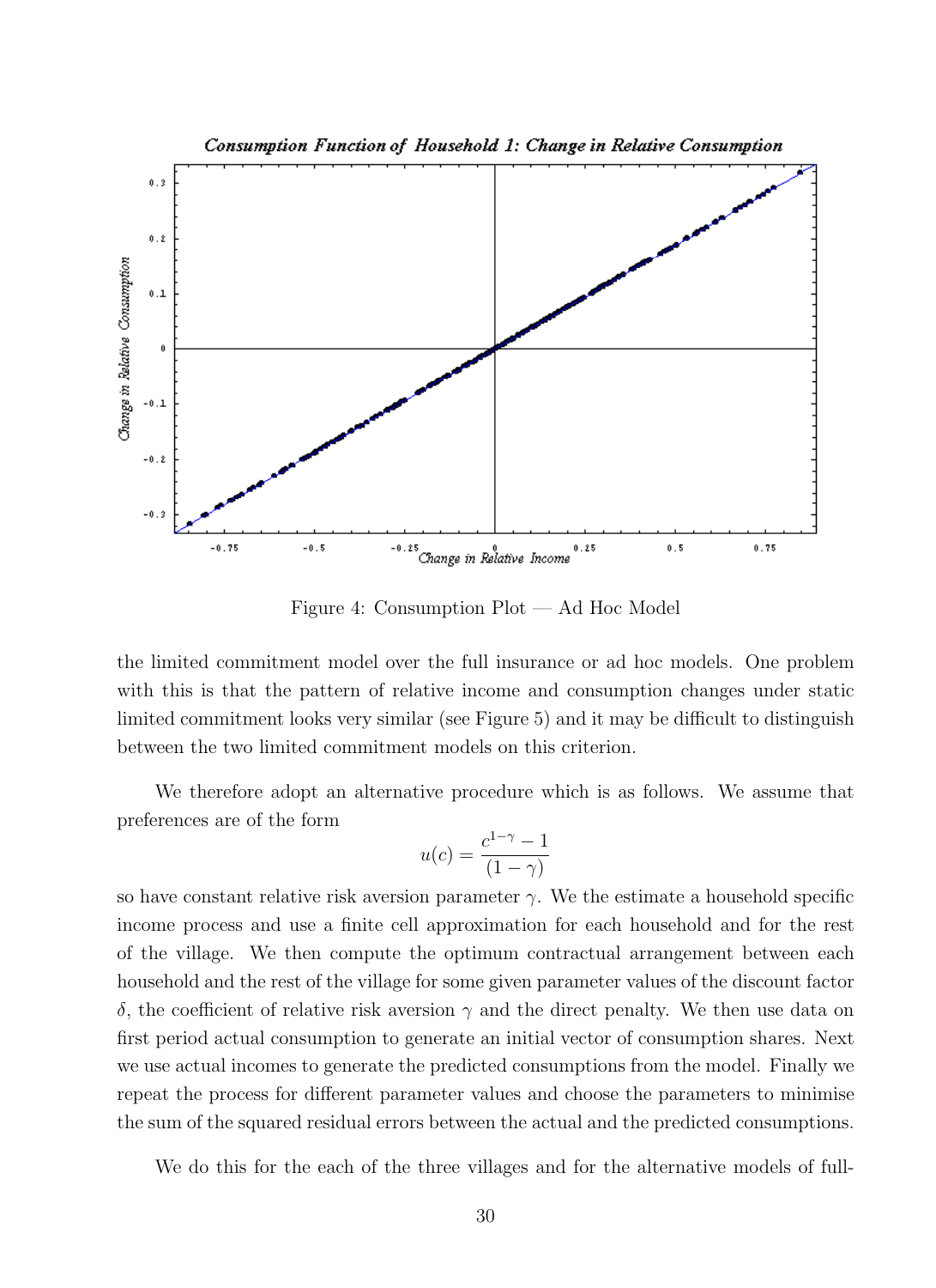Figure 4: Consumption Plot — Ad Hoc Model

the limited commitment model over the full insurance or ad hoc models. One problem with this is that the pattern of relative income and consumption changes under static limited commitment looks very similar (see Figure 5) and it may be difficult to distinguish between the two limited commitment models on this criterion.

We therefore adopt an alternative procedure which is as follows. We assume that preferences are of the form

$$u(c) = \frac{c^{1-\gamma} - 1}{(1-\gamma)}$$

so have constant relative risk aversion parameter $\gamma$. We the estimate a household specific income process and use a finite cell approximation for each household and for the rest of the village. We then compute the optimum contractual arrangement between each household and the rest of the village for some given parameter values of the discount factor $\delta$, the coefficient of relative risk aversion $\gamma$ and the direct penalty. We then use data on first period actual consumption to generate an initial vector of consumption shares. Next we use actual incomes to generate the predicted consumptions from the model. Finally we repeat the process for different parameter values and choose the parameters to minimise the sum of the squared residual errors between the actual and the predicted consumptions.

We do this for the each of the three villages and for the alternative models of full-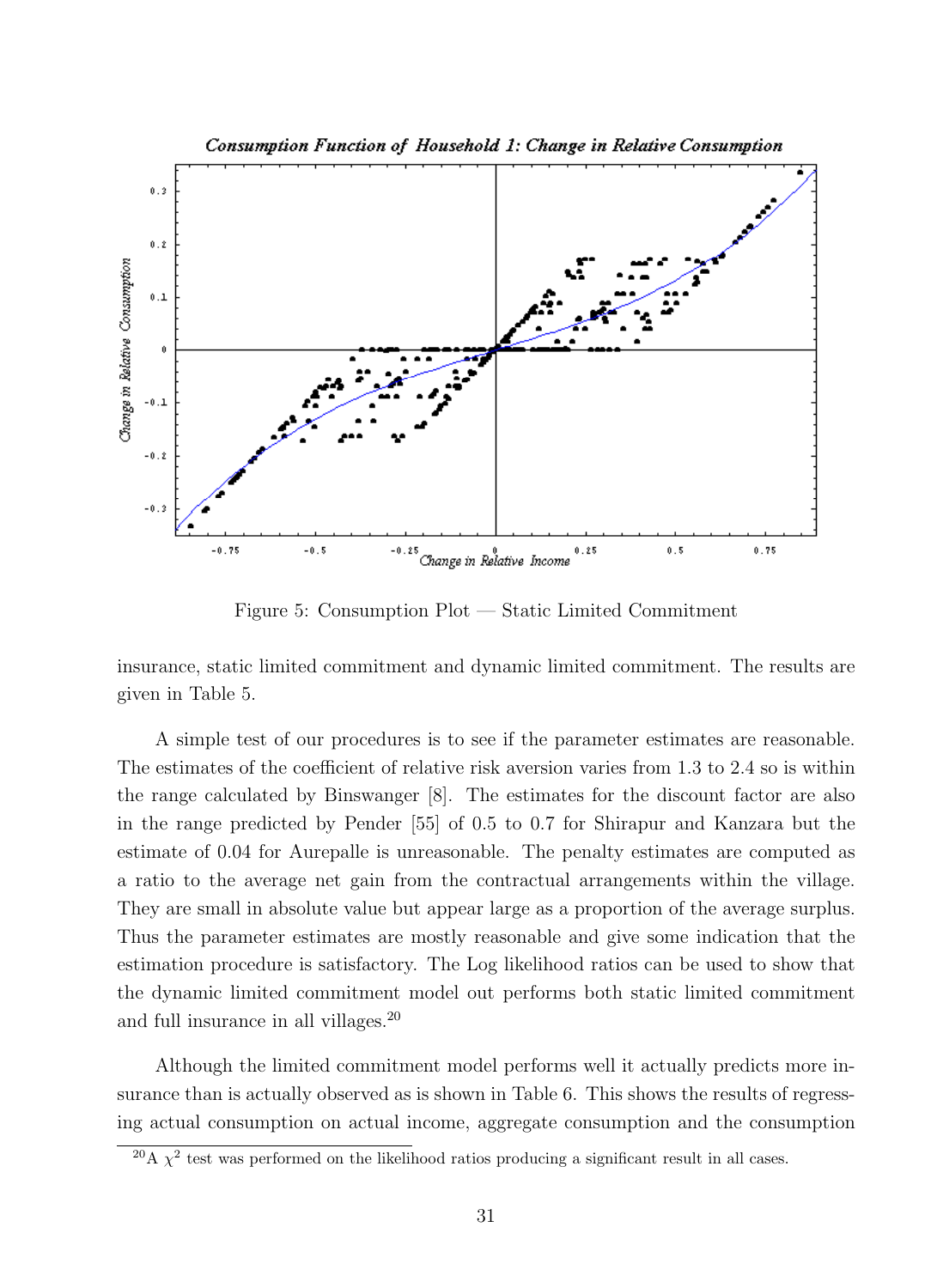Figure 5: Consumption Plot — Static Limited Commitment

insurance, static limited commitment and dynamic limited commitment. The results are given in Table 5.

A simple test of our procedures is to see if the parameter estimates are reasonable. The estimates of the coefficient of relative risk aversion varies from 1.3 to 2.4 so is within the range calculated by Binswanger [8]. The estimates for the discount factor are also in the range predicted by Pender [55] of 0.5 to 0.7 for Shirapur and Kanzara but the estimate of 0.04 for Aurepalle is unreasonable. The penalty estimates are computed as a ratio to the average net gain from the contractual arrangements within the village. They are small in absolute value but appear large as a proportion of the average surplus. Thus the parameter estimates are mostly reasonable and give some indication that the estimation procedure is satisfactory. The Log likelihood ratios can be used to show that the dynamic limited commitment model out performs both static limited commitment and full insurance in all villages.[20]

Although the limited commitment model performs well it actually predicts more insurance than is actually observed as is shown in Table 6. This shows the results of regressing actual consumption on actual income, aggregate consumption and the consumption

[20] A $\chi^2$ test was performed on the likelihood ratios producing a significant result in all cases.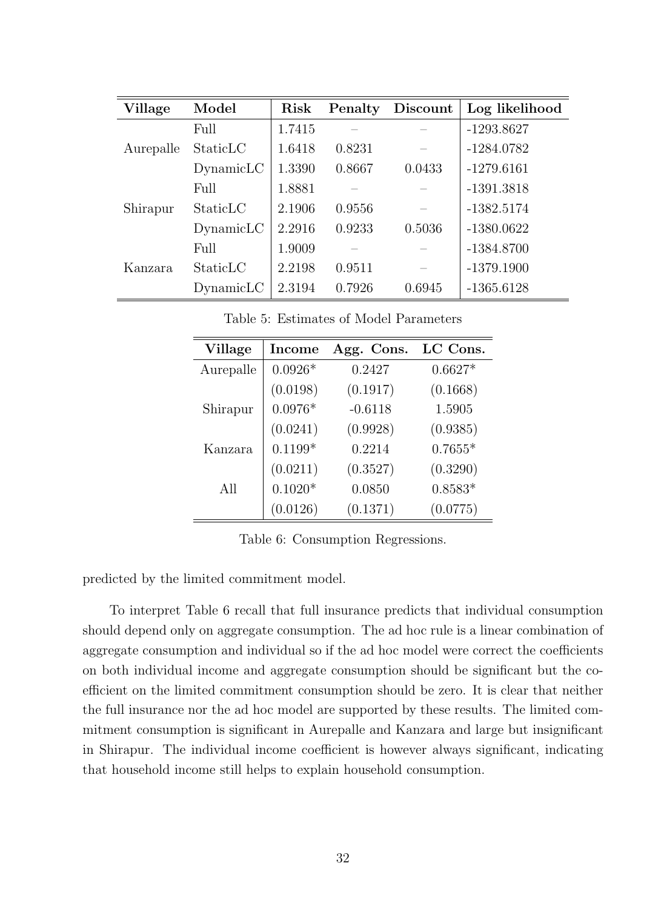| Village | Model | Risk | Penalty | Discount | Log likelihood |
|---|---|---|---|---|---|
| | Full | 1.7415 | – | – | -1293.8627 |
| Aurepalle | StaticLC | 1.6418 | 0.8231 | – | -1284.0782 |
| | DynamicLC | 1.3390 | 0.8667 | 0.0433 | -1279.6161 |
| | Full | 1.8881 | – | – | -1391.3818 |
| Shirapur | StaticLC | 2.1906 | 0.9556 | – | -1382.5174 |
| | DynamicLC | 2.2916 | 0.9233 | 0.5036 | -1380.0622 |
| | Full | 1.9009 | – | – | -1384.8700 |
| Kanzara | StaticLC | 2.2198 | 0.9511 | – | -1379.1900 |
| | DynamicLC | 2.3194 | 0.7926 | 0.6945 | -1365.6128 |

Table 5: Estimates of Model Parameters

| Village | Income | Agg. Cons. | LC Cons. |
|---|---|---|---|
| Aurepalle | 0.0926* | 0.2427 | 0.6627* |
| | (0.0198) | (0.1917) | (0.1668) |
| Shirapur | 0.0976* | -0.6118 | 1.5905 |
| | (0.0241) | (0.9928) | (0.9385) |
| Kanzara | 0.1199* | 0.2214 | 0.7655* |
| | (0.0211) | (0.3527) | (0.3290) |
| All | 0.1020* | 0.0850 | 0.8583* |
| | (0.0126) | (0.1371) | (0.0775) |

Table 6: Consumption Regressions.

predicted by the limited commitment model.

To interpret Table 6 recall that full insurance predicts that individual consumption should depend only on aggregate consumption. The ad hoc rule is a linear combination of aggregate consumption and individual so if the ad hoc model were correct the coefficients on both individual income and aggregate consumption should be significant but the coefficient on the limited commitment consumption should be zero. It is clear that neither the full insurance nor the ad hoc model are supported by these results. The limited commitment consumption is significant in Aurepalle and Kanzara and large but insignificant in Shirapur. The individual income coefficient is however always significant, indicating that household income still helps to explain household consumption.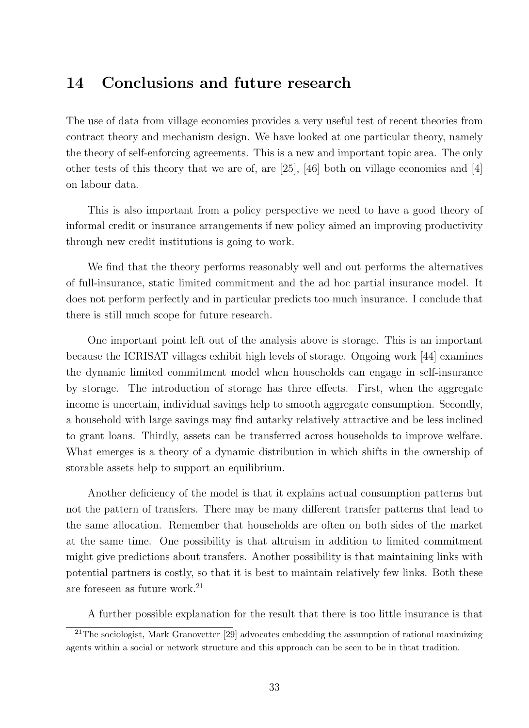## 14 Conclusions and future research

The use of data from village economies provides a very useful test of recent theories from contract theory and mechanism design. We have looked at one particular theory, namely the theory of self-enforcing agreements. This is a new and important topic area. The only other tests of this theory that we are of, are [25], [46] both on village economies and [4] on labour data.

This is also important from a policy perspective we need to have a good theory of informal credit or insurance arrangements if new policy aimed an improving productivity through new credit institutions is going to work.

We find that the theory performs reasonably well and out performs the alternatives of full-insurance, static limited commitment and the ad hoc partial insurance model. It does not perform perfectly and in particular predicts too much insurance. I conclude that there is still much scope for future research.

One important point left out of the analysis above is storage. This is an important because the ICRISAT villages exhibit high levels of storage. Ongoing work [44] examines the dynamic limited commitment model when households can engage in self-insurance by storage. The introduction of storage has three effects. First, when the aggregate income is uncertain, individual savings help to smooth aggregate consumption. Secondly, a household with large savings may find autarky relatively attractive and be less inclined to grant loans. Thirdly, assets can be transferred across households to improve welfare. What emerges is a theory of a dynamic distribution in which shifts in the ownership of storable assets help to support an equilibrium.

Another deficiency of the model is that it explains actual consumption patterns but not the pattern of transfers. There may be many different transfer patterns that lead to the same allocation. Remember that households are often on both sides of the market at the same time. One possibility is that altruism in addition to limited commitment might give predictions about transfers. Another possibility is that maintaining links with potential partners is costly, so that it is best to maintain relatively few links. Both these are foreseen as future work.[21]

A further possible explanation for the result that there is too little insurance is that

[21] The sociologist, Mark Granovetter [29] advocates embedding the assumption of rational maximizing agents within a social or network structure and this approach can be seen to be in thtat tradition.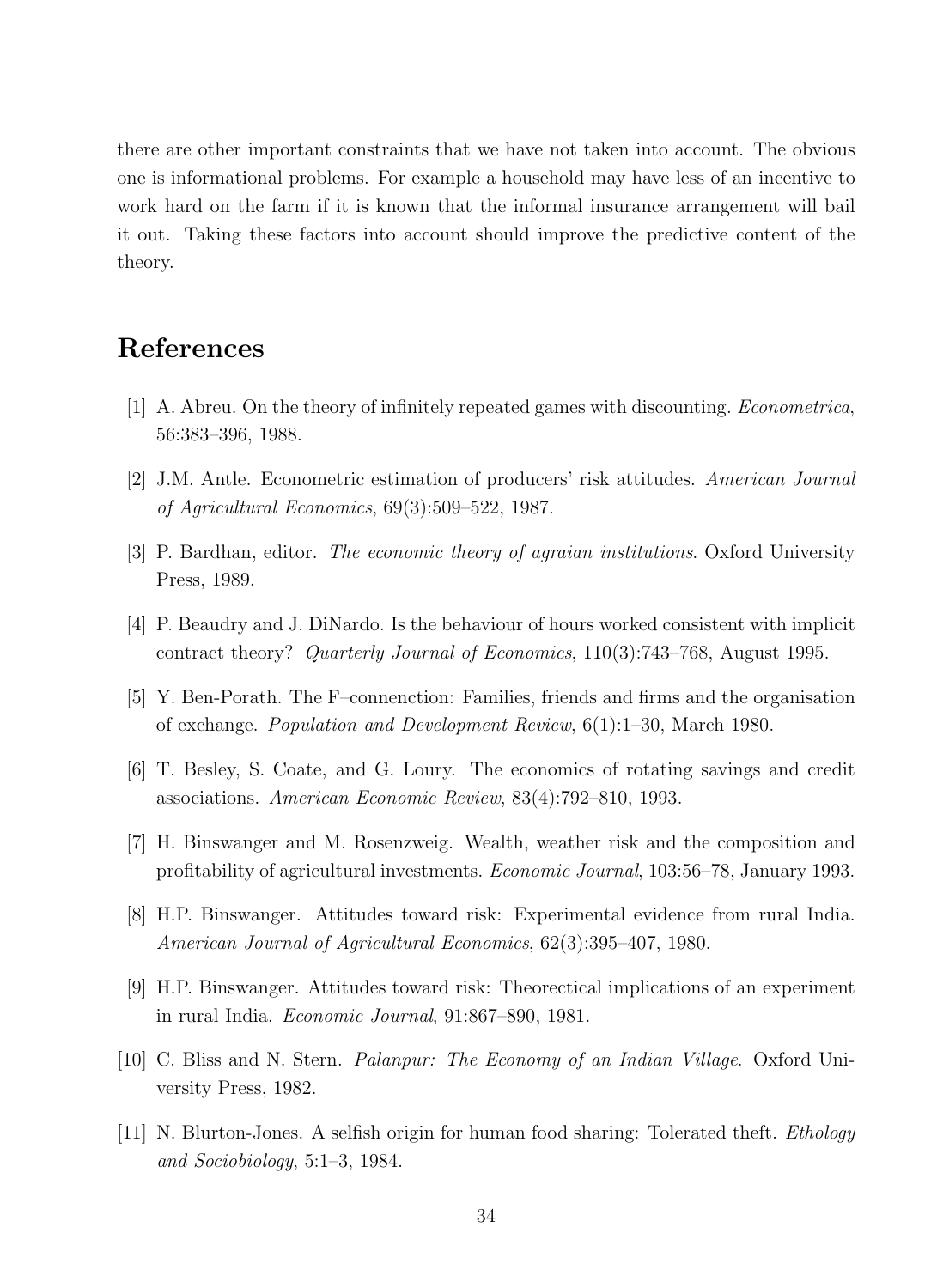there are other important constraints that we have not taken into account. The obvious one is informational problems. For example a household may have less of an incentive to work hard on the farm if it is known that the informal insurance arrangement will bail it out. Taking these factors into account should improve the predictive content of the theory.

## References

[1] A. Abreu. On the theory of infinitely repeated games with discounting. *Econometrica*, 56:383–396, 1988.

[2] J.M. Antle. Econometric estimation of producers' risk attitudes. *American Journal of Agricultural Economics*, 69(3):509–522, 1987.

[3] P. Bardhan, editor. *The economic theory of agraian institutions*. Oxford University Press, 1989.

[4] P. Beaudry and J. DiNardo. Is the behaviour of hours worked consistent with implicit contract theory? *Quarterly Journal of Economics*, 110(3):743–768, August 1995.

[5] Y. Ben-Porath. The F–connenction: Families, friends and firms and the organisation of exchange. *Population and Development Review*, 6(1):1–30, March 1980.

[6] T. Besley, S. Coate, and G. Loury. The economics of rotating savings and credit associations. *American Economic Review*, 83(4):792–810, 1993.

[7] H. Binswanger and M. Rosenzweig. Wealth, weather risk and the composition and profitability of agricultural investments. *Economic Journal*, 103:56–78, January 1993.

[8] H.P. Binswanger. Attitudes toward risk: Experimental evidence from rural India. *American Journal of Agricultural Economics*, 62(3):395–407, 1980.

[9] H.P. Binswanger. Attitudes toward risk: Theorectical implications of an experiment in rural India. *Economic Journal*, 91:867–890, 1981.

[10] C. Bliss and N. Stern. *Palanpur: The Economy of an Indian Village*. Oxford University Press, 1982.

[11] N. Blurton-Jones. A selfish origin for human food sharing: Tolerated theft. *Ethology and Sociobiology*, 5:1–3, 1984.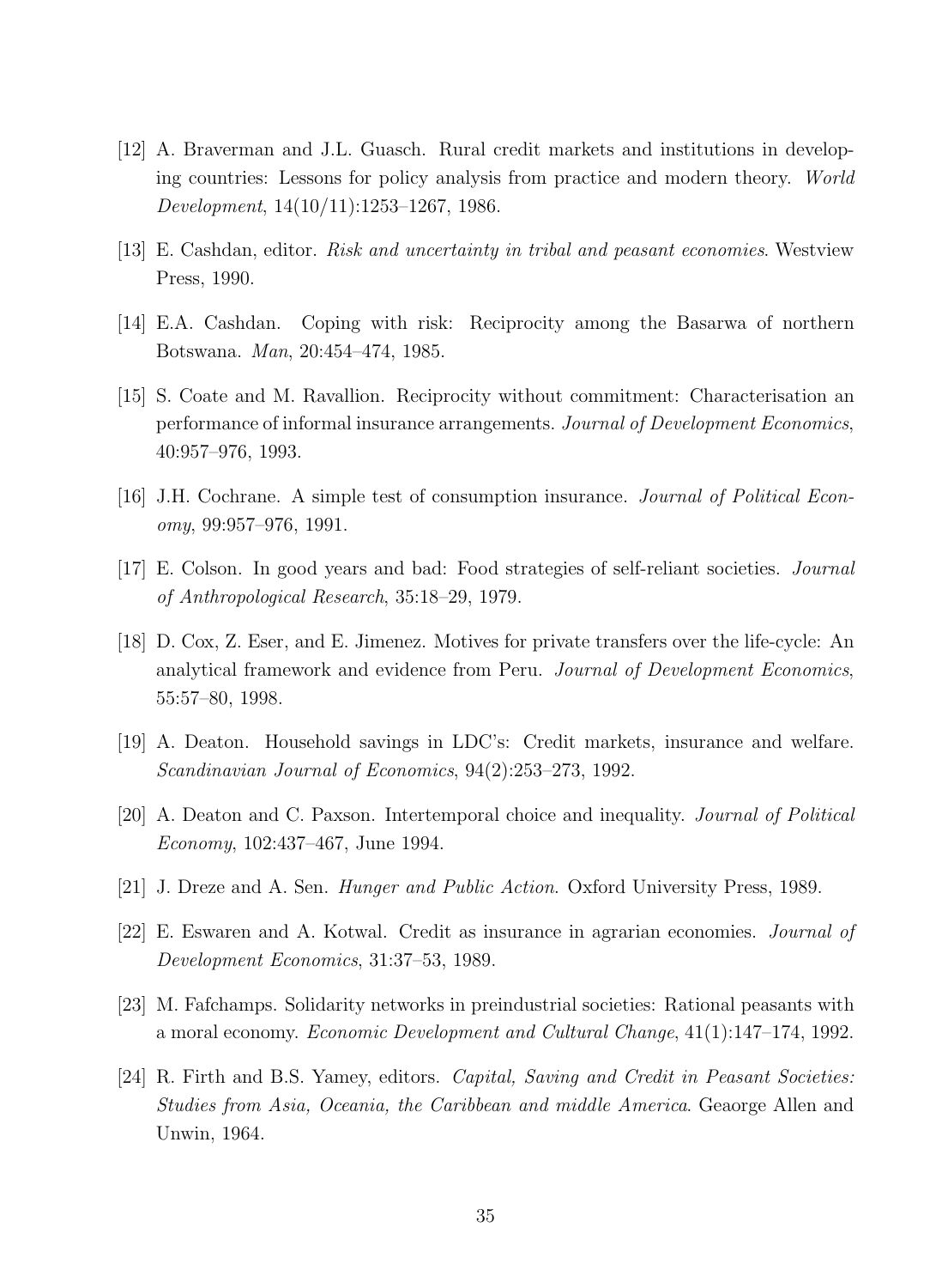[12] A. Braverman and J.L. Guasch. Rural credit markets and institutions in developing countries: Lessons for policy analysis from practice and modern theory. *World Development*, 14(10/11):1253–1267, 1986.

[13] E. Cashdan, editor. *Risk and uncertainty in tribal and peasant economies*. Westview Press, 1990.

[14] E.A. Cashdan. Coping with risk: Reciprocity among the Basarwa of northern Botswana. *Man*, 20:454–474, 1985.

[15] S. Coate and M. Ravallion. Reciprocity without commitment: Characterisation an performance of informal insurance arrangements. *Journal of Development Economics*, 40:957–976, 1993.

[16] J.H. Cochrane. A simple test of consumption insurance. *Journal of Political Economy*, 99:957–976, 1991.

[17] E. Colson. In good years and bad: Food strategies of self-reliant societies. *Journal of Anthropological Research*, 35:18–29, 1979.

[18] D. Cox, Z. Eser, and E. Jimenez. Motives for private transfers over the life-cycle: An analytical framework and evidence from Peru. *Journal of Development Economics*, 55:57–80, 1998.

[19] A. Deaton. Household savings in LDC's: Credit markets, insurance and welfare. *Scandinavian Journal of Economics*, 94(2):253–273, 1992.

[20] A. Deaton and C. Paxson. Intertemporal choice and inequality. *Journal of Political Economy*, 102:437–467, June 1994.

[21] J. Dreze and A. Sen. *Hunger and Public Action*. Oxford University Press, 1989.

[22] E. Eswaren and A. Kotwal. Credit as insurance in agrarian economies. *Journal of Development Economics*, 31:37–53, 1989.

[23] M. Fafchamps. Solidarity networks in preindustrial societies: Rational peasants with a moral economy. *Economic Development and Cultural Change*, 41(1):147–174, 1992.

[24] R. Firth and B.S. Yamey, editors. *Capital, Saving and Credit in Peasant Societies: Studies from Asia, Oceania, the Caribbean and middle America*. Geaorge Allen and Unwin, 1964.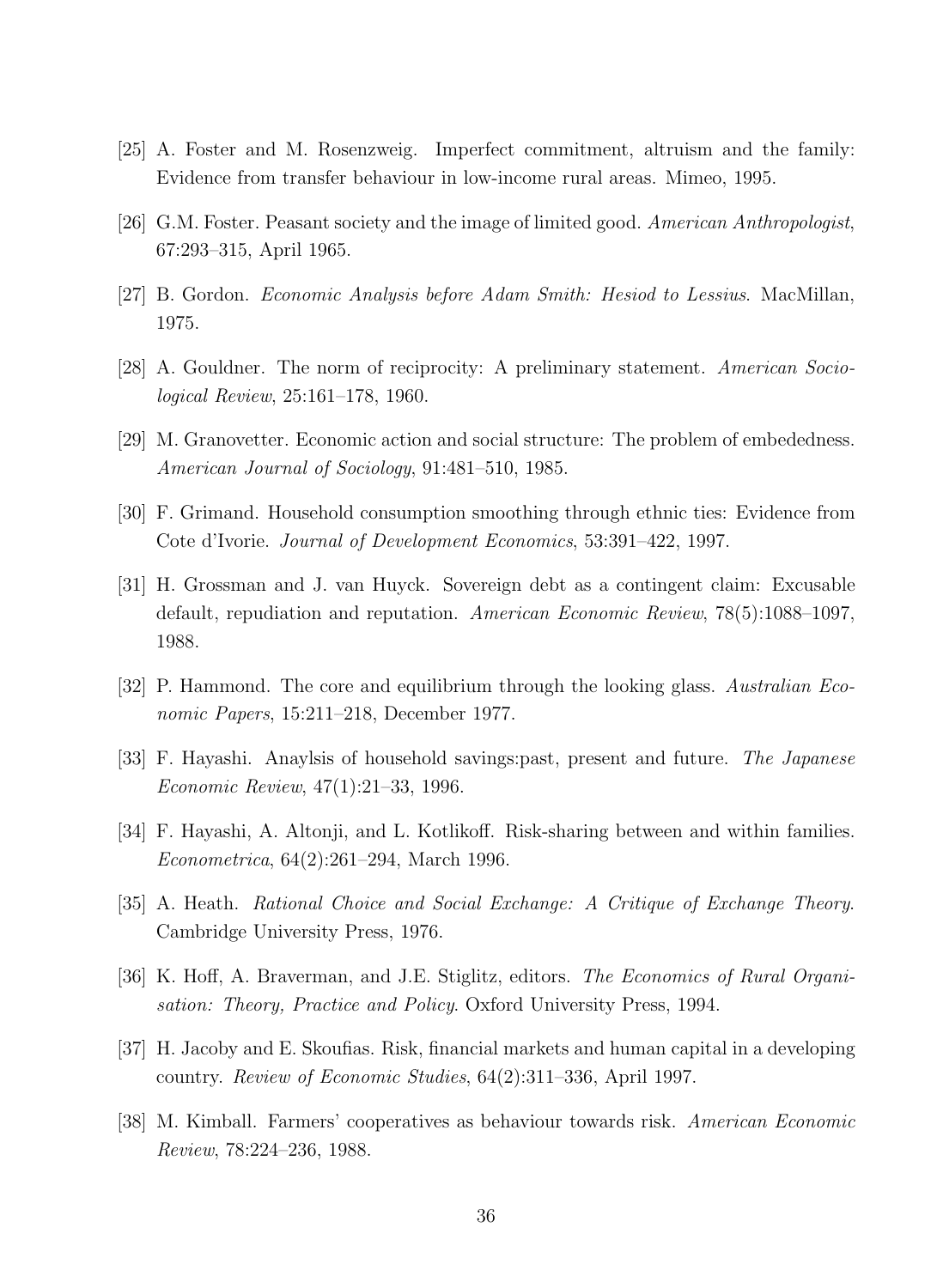[25] A. Foster and M. Rosenzweig. Imperfect commitment, altruism and the family: Evidence from transfer behaviour in low-income rural areas. Mimeo, 1995.

[26] G.M. Foster. Peasant society and the image of limited good. *American Anthropologist*, 67:293–315, April 1965.

[27] B. Gordon. *Economic Analysis before Adam Smith: Hesiod to Lessius*. MacMillan, 1975.

[28] A. Gouldner. The norm of reciprocity: A preliminary statement. *American Sociological Review*, 25:161–178, 1960.

[29] M. Granovetter. Economic action and social structure: The problem of embededness. *American Journal of Sociology*, 91:481–510, 1985.

[30] F. Grimand. Household consumption smoothing through ethnic ties: Evidence from Cote d'Ivorie. *Journal of Development Economics*, 53:391–422, 1997.

[31] H. Grossman and J. van Huyck. Sovereign debt as a contingent claim: Excusable default, repudiation and reputation. *American Economic Review*, 78(5):1088–1097, 1988.

[32] P. Hammond. The core and equilibrium through the looking glass. *Australian Economic Papers*, 15:211–218, December 1977.

[33] F. Hayashi. Anaylsis of household savings:past, present and future. *The Japanese Economic Review*, 47(1):21–33, 1996.

[34] F. Hayashi, A. Altonji, and L. Kotlikoff. Risk-sharing between and within families. *Econometrica*, 64(2):261–294, March 1996.

[35] A. Heath. *Rational Choice and Social Exchange: A Critique of Exchange Theory*. Cambridge University Press, 1976.

[36] K. Hoff, A. Braverman, and J.E. Stiglitz, editors. *The Economics of Rural Organisation: Theory, Practice and Policy*. Oxford University Press, 1994.

[37] H. Jacoby and E. Skoufias. Risk, financial markets and human capital in a developing country. *Review of Economic Studies*, 64(2):311–336, April 1997.

[38] M. Kimball. Farmers' cooperatives as behaviour towards risk. *American Economic Review*, 78:224–236, 1988.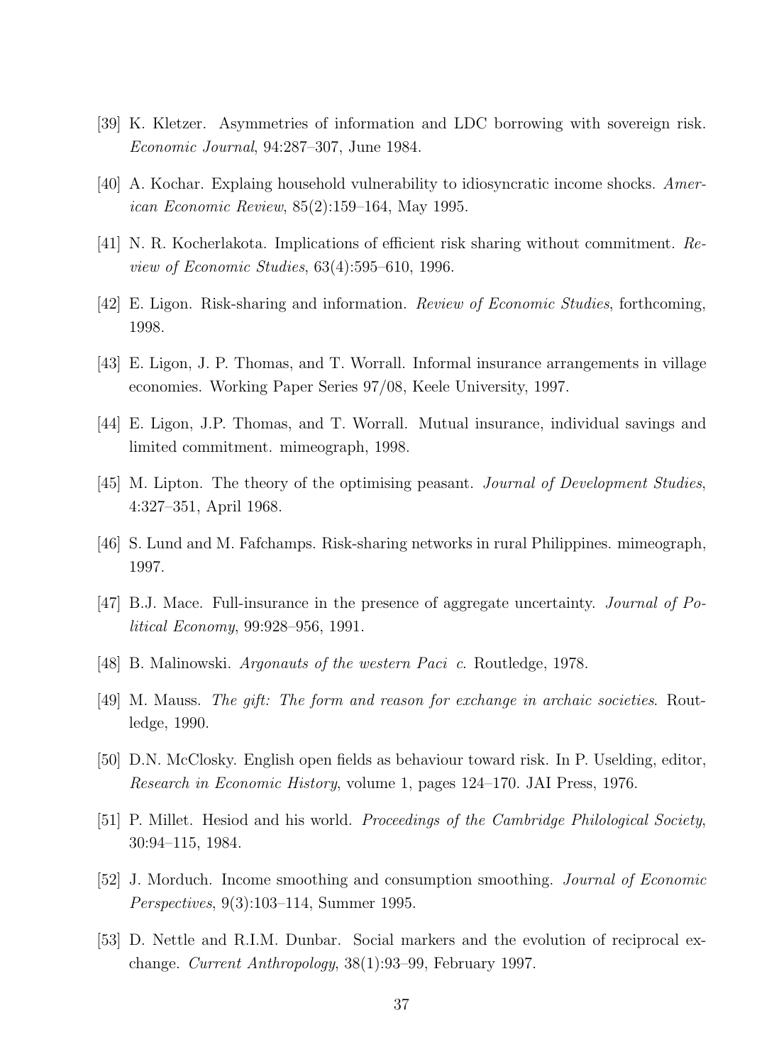[39] K. Kletzer. Asymmetries of information and LDC borrowing with sovereign risk. *Economic Journal*, 94:287–307, June 1984.

[40] A. Kochar. Explaing household vulnerability to idiosyncratic income shocks. *American Economic Review*, 85(2):159–164, May 1995.

[41] N. R. Kocherlakota. Implications of efficient risk sharing without commitment. *Review of Economic Studies*, 63(4):595–610, 1996.

[42] E. Ligon. Risk-sharing and information. *Review of Economic Studies*, forthcoming, 1998.

[43] E. Ligon, J. P. Thomas, and T. Worrall. Informal insurance arrangements in village economies. Working Paper Series 97/08, Keele University, 1997.

[44] E. Ligon, J.P. Thomas, and T. Worrall. Mutual insurance, individual savings and limited commitment. mimeograph, 1998.

[45] M. Lipton. The theory of the optimising peasant. *Journal of Development Studies*, 4:327–351, April 1968.

[46] S. Lund and M. Fafchamps. Risk-sharing networks in rural Philippines. mimeograph, 1997.

[47] B.J. Mace. Full-insurance in the presence of aggregate uncertainty. *Journal of Political Economy*, 99:928–956, 1991.

[48] B. Malinowski. *Argonauts of the western Paci c*. Routledge, 1978.

[49] M. Mauss. *The gift: The form and reason for exchange in archaic societies*. Routledge, 1990.

[50] D.N. McClosky. English open fields as behaviour toward risk. In P. Uselding, editor, *Research in Economic History*, volume 1, pages 124–170. JAI Press, 1976.

[51] P. Millet. Hesiod and his world. *Proceedings of the Cambridge Philological Society*, 30:94–115, 1984.

[52] J. Morduch. Income smoothing and consumption smoothing. *Journal of Economic Perspectives*, 9(3):103–114, Summer 1995.

[53] D. Nettle and R.I.M. Dunbar. Social markers and the evolution of reciprocal exchange. *Current Anthropology*, 38(1):93–99, February 1997.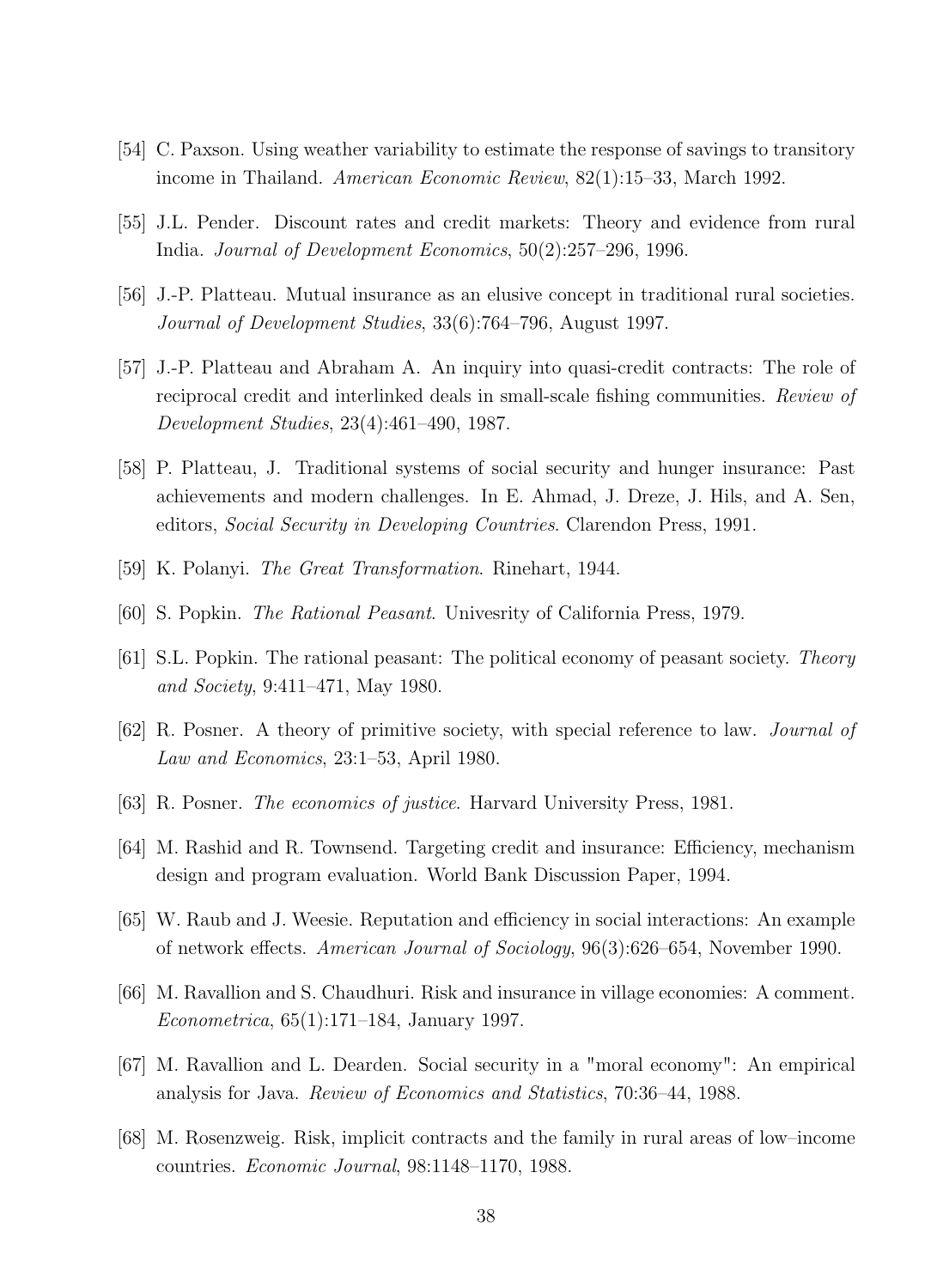[54] C. Paxson. Using weather variability to estimate the response of savings to transitory income in Thailand. *American Economic Review*, 82(1):15–33, March 1992.

[55] J.L. Pender. Discount rates and credit markets: Theory and evidence from rural India. *Journal of Development Economics*, 50(2):257–296, 1996.

[56] J.-P. Platteau. Mutual insurance as an elusive concept in traditional rural societies. *Journal of Development Studies*, 33(6):764–796, August 1997.

[57] J.-P. Platteau and Abraham A. An inquiry into quasi-credit contracts: The role of reciprocal credit and interlinked deals in small-scale fishing communities. *Review of Development Studies*, 23(4):461–490, 1987.

[58] P. Platteau, J. Traditional systems of social security and hunger insurance: Past achievements and modern challenges. In E. Ahmad, J. Dreze, J. Hils, and A. Sen, editors, *Social Security in Developing Countries*. Clarendon Press, 1991.

[59] K. Polanyi. *The Great Transformation*. Rinehart, 1944.

[60] S. Popkin. *The Rational Peasant*. Univesrity of California Press, 1979.

[61] S.L. Popkin. The rational peasant: The political economy of peasant society. *Theory and Society*, 9:411–471, May 1980.

[62] R. Posner. A theory of primitive society, with special reference to law. *Journal of Law and Economics*, 23:1–53, April 1980.

[63] R. Posner. *The economics of justice*. Harvard University Press, 1981.

[64] M. Rashid and R. Townsend. Targeting credit and insurance: Efficiency, mechanism design and program evaluation. World Bank Discussion Paper, 1994.

[65] W. Raub and J. Weesie. Reputation and efficiency in social interactions: An example of network effects. *American Journal of Sociology*, 96(3):626–654, November 1990.

[66] M. Ravallion and S. Chaudhuri. Risk and insurance in village economies: A comment. *Econometrica*, 65(1):171–184, January 1997.

[67] M. Ravallion and L. Dearden. Social security in a "moral economy": An empirical analysis for Java. *Review of Economics and Statistics*, 70:36–44, 1988.

[68] M. Rosenzweig. Risk, implicit contracts and the family in rural areas of low–income countries. *Economic Journal*, 98:1148–1170, 1988.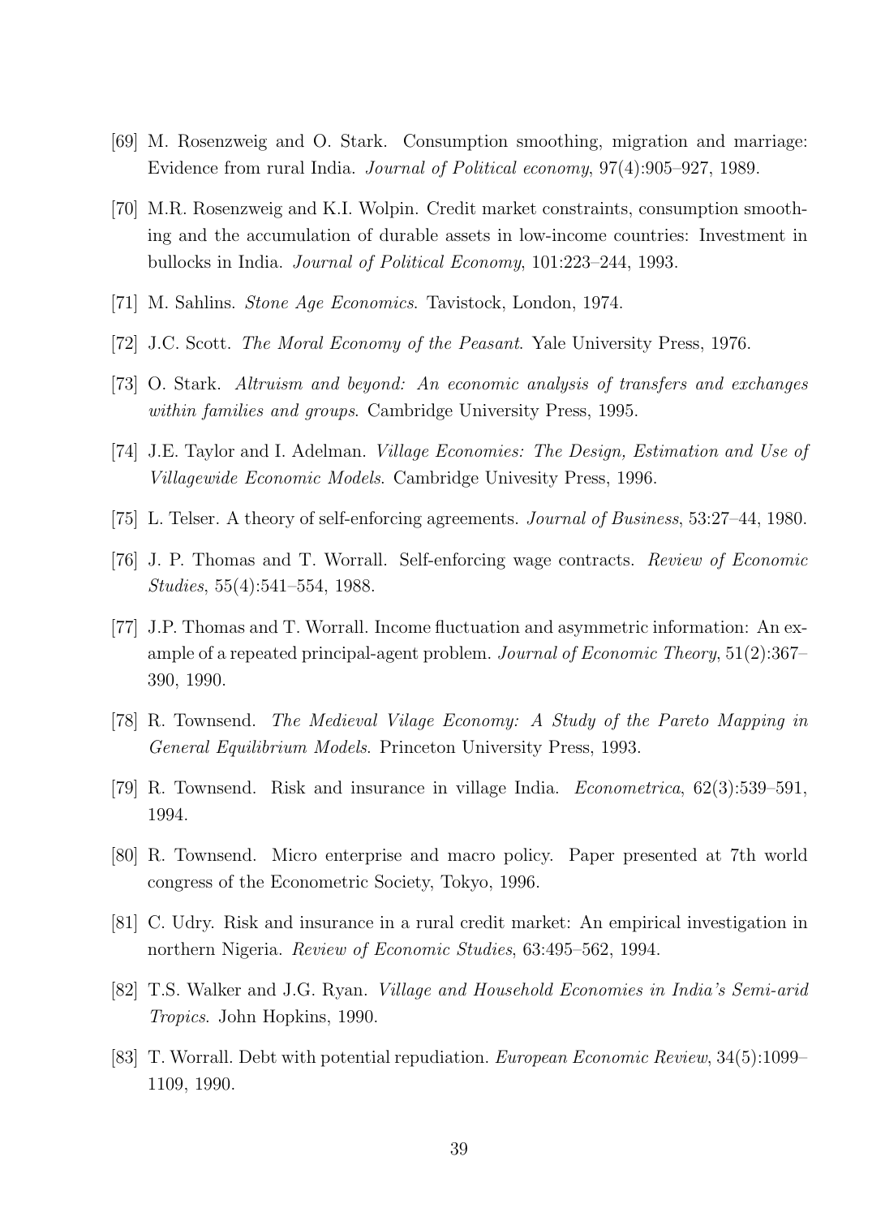[69] M. Rosenzweig and O. Stark. Consumption smoothing, migration and marriage: Evidence from rural India. *Journal of Political economy*, 97(4):905–927, 1989.

[70] M.R. Rosenzweig and K.I. Wolpin. Credit market constraints, consumption smoothing and the accumulation of durable assets in low-income countries: Investment in bullocks in India. *Journal of Political Economy*, 101:223–244, 1993.

[71] M. Sahlins. *Stone Age Economics*. Tavistock, London, 1974.

[72] J.C. Scott. *The Moral Economy of the Peasant*. Yale University Press, 1976.

[73] O. Stark. *Altruism and beyond: An economic analysis of transfers and exchanges within families and groups*. Cambridge University Press, 1995.

[74] J.E. Taylor and I. Adelman. *Village Economies: The Design, Estimation and Use of Villagewide Economic Models*. Cambridge Univesity Press, 1996.

[75] L. Telser. A theory of self-enforcing agreements. *Journal of Business*, 53:27–44, 1980.

[76] J. P. Thomas and T. Worrall. Self-enforcing wage contracts. *Review of Economic Studies*, 55(4):541–554, 1988.

[77] J.P. Thomas and T. Worrall. Income fluctuation and asymmetric information: An example of a repeated principal-agent problem. *Journal of Economic Theory*, 51(2):367–390, 1990.

[78] R. Townsend. *The Medieval Vilage Economy: A Study of the Pareto Mapping in General Equilibrium Models*. Princeton University Press, 1993.

[79] R. Townsend. Risk and insurance in village India. *Econometrica*, 62(3):539–591, 1994.

[80] R. Townsend. Micro enterprise and macro policy. Paper presented at 7th world congress of the Econometric Society, Tokyo, 1996.

[81] C. Udry. Risk and insurance in a rural credit market: An empirical investigation in northern Nigeria. *Review of Economic Studies*, 63:495–562, 1994.

[82] T.S. Walker and J.G. Ryan. *Village and Household Economies in India's Semi-arid Tropics*. John Hopkins, 1990.

[83] T. Worrall. Debt with potential repudiation. *European Economic Review*, 34(5):1099–1109, 1990.